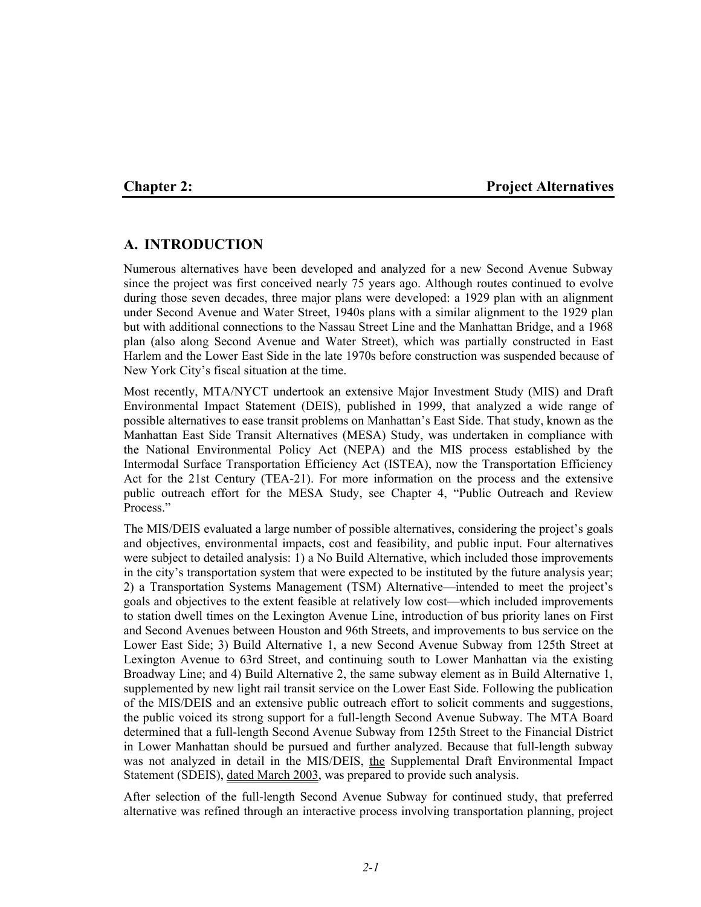# Chapter 2: Project Alternatives

## A. INTRODUCTION

Numerous alternatives have been developed and analyzed for a new Second Avenue Subway since the project was first conceived nearly 75 years ago. Although routes continued to evolve during those seven decades, three major plans were developed: a 1929 plan with an alignment under Second Avenue and Water Street, 1940s plans with a similar alignment to the 1929 plan but with additional connections to the Nassau Street Line and the Manhattan Bridge, and a 1968 plan (also along Second Avenue and Water Street), which was partially constructed in East Harlem and the Lower East Side in the late 1970s before construction was suspended because of New York City's fiscal situation at the time.

Most recently, MTA/NYCT undertook an extensive Major Investment Study (MIS) and Draft Environmental Impact Statement (DEIS), published in 1999, that analyzed a wide range of possible alternatives to ease transit problems on Manhattan's East Side. That study, known as the Manhattan East Side Transit Alternatives (MESA) Study, was undertaken in compliance with the National Environmental Policy Act (NEPA) and the MIS process established by the Intermodal Surface Transportation Efficiency Act (ISTEA), now the Transportation Efficiency Act for the 21st Century (TEA-21). For more information on the process and the extensive public outreach effort for the MESA Study, see Chapter 4, "Public Outreach and Review Process."

The MIS/DEIS evaluated a large number of possible alternatives, considering the project's goals and objectives, environmental impacts, cost and feasibility, and public input. Four alternatives were subject to detailed analysis: 1) a No Build Alternative, which included those improvements in the city's transportation system that were expected to be instituted by the future analysis year; 2) a Transportation Systems Management (TSM) Alternative—intended to meet the project's goals and objectives to the extent feasible at relatively low cost—which included improvements to station dwell times on the Lexington Avenue Line, introduction of bus priority lanes on First and Second Avenues between Houston and 96th Streets, and improvements to bus service on the Lower East Side; 3) Build Alternative 1, a new Second Avenue Subway from 125th Street at Lexington Avenue to 63rd Street, and continuing south to Lower Manhattan via the existing Broadway Line; and 4) Build Alternative 2, the same subway element as in Build Alternative 1, supplemented by new light rail transit service on the Lower East Side. Following the publication of the MIS/DEIS and an extensive public outreach effort to solicit comments and suggestions, the public voiced its strong support for a full-length Second Avenue Subway. The MTA Board determined that a full-length Second Avenue Subway from 125th Street to the Financial District in Lower Manhattan should be pursued and further analyzed. Because that full-length subway was not analyzed in detail in the MIS/DEIS, the Supplemental Draft Environmental Impact Statement (SDEIS), dated March 2003, was prepared to provide such analysis.

After selection of the full-length Second Avenue Subway for continued study, that preferred alternative was refined through an interactive process involving transportation planning, project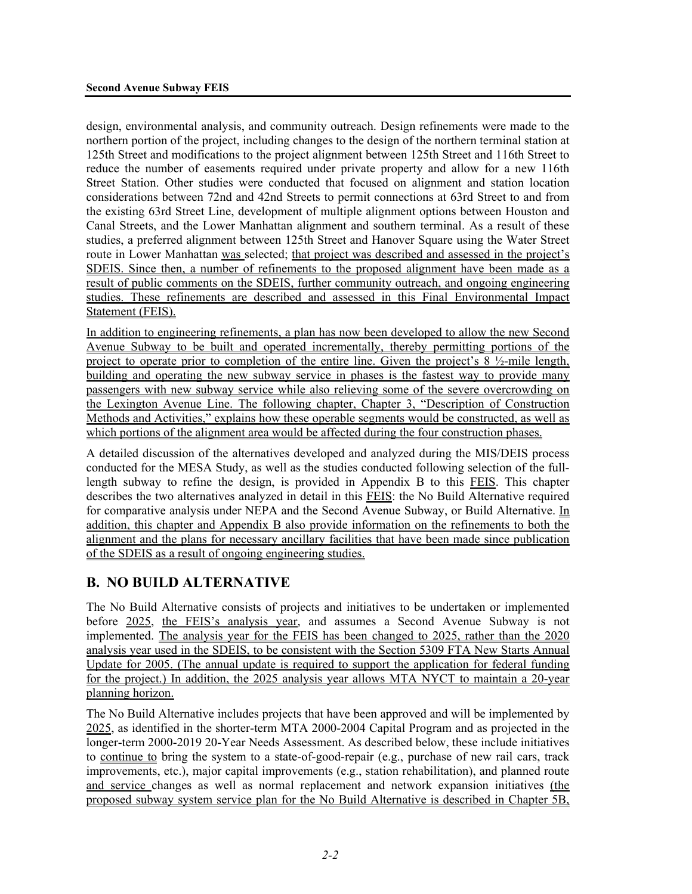design, environmental analysis, and community outreach. Design refinements were made to the northern portion of the project, including changes to the design of the northern terminal station at 125th Street and modifications to the project alignment between 125th Street and 116th Street to reduce the number of easements required under private property and allow for a new 116th Street Station. Other studies were conducted that focused on alignment and station location considerations between 72nd and 42nd Streets to permit connections at 63rd Street to and from the existing 63rd Street Line, development of multiple alignment options between Houston and Canal Streets, and the Lower Manhattan alignment and southern terminal. As a result of these studies, a preferred alignment between 125th Street and Hanover Square using the Water Street route in Lower Manhattan was selected; that project was described and assessed in the project's SDEIS. Since then, a number of refinements to the proposed alignment have been made as a result of public comments on the SDEIS, further community outreach, and ongoing engineering studies. These refinements are described and assessed in this Final Environmental Impact Statement (FEIS).

In addition to engineering refinements, a plan has now been developed to allow the new Second Avenue Subway to be built and operated incrementally, thereby permitting portions of the project to operate prior to completion of the entire line. Given the project's 8 ½-mile length, building and operating the new subway service in phases is the fastest way to provide many passengers with new subway service while also relieving some of the severe overcrowding on the Lexington Avenue Line. The following chapter, Chapter 3, "Description of Construction Methods and Activities," explains how these operable segments would be constructed, as well as which portions of the alignment area would be affected during the four construction phases.

A detailed discussion of the alternatives developed and analyzed during the MIS/DEIS process conducted for the MESA Study, as well as the studies conducted following selection of the full-length subway to refine the design, is provided in Appendix B to this FEIS. This chapter describes the two alternatives analyzed in detail in this FEIS: the No Build Alternative required for comparative analysis under NEPA and the Second Avenue Subway, or Build Alternative. In addition, this chapter and Appendix B also provide information on the refinements to both the alignment and the plans for necessary ancillary facilities that have been made since publication of the SDEIS as a result of ongoing engineering studies.

## B. NO BUILD ALTERNATIVE

The No Build Alternative consists of projects and initiatives to be undertaken or implemented before 2025, the FEIS's analysis year, and assumes a Second Avenue Subway is not implemented. The analysis year for the FEIS has been changed to 2025, rather than the 2020 analysis year used in the SDEIS, to be consistent with the Section 5309 FTA New Starts Annual Update for 2005. (The annual update is required to support the application for federal funding for the project.) In addition, the 2025 analysis year allows MTA NYCT to maintain a 20-year planning horizon.

The No Build Alternative includes projects that have been approved and will be implemented by 2025, as identified in the shorter-term MTA 2000-2004 Capital Program and as projected in the longer-term 2000-2019 20-Year Needs Assessment. As described below, these include initiatives to continue to bring the system to a state-of-good-repair (e.g., purchase of new rail cars, track improvements, etc.), major capital improvements (e.g., station rehabilitation), and planned route and service changes as well as normal replacement and network expansion initiatives (the proposed subway system service plan for the No Build Alternative is described in Chapter 5B,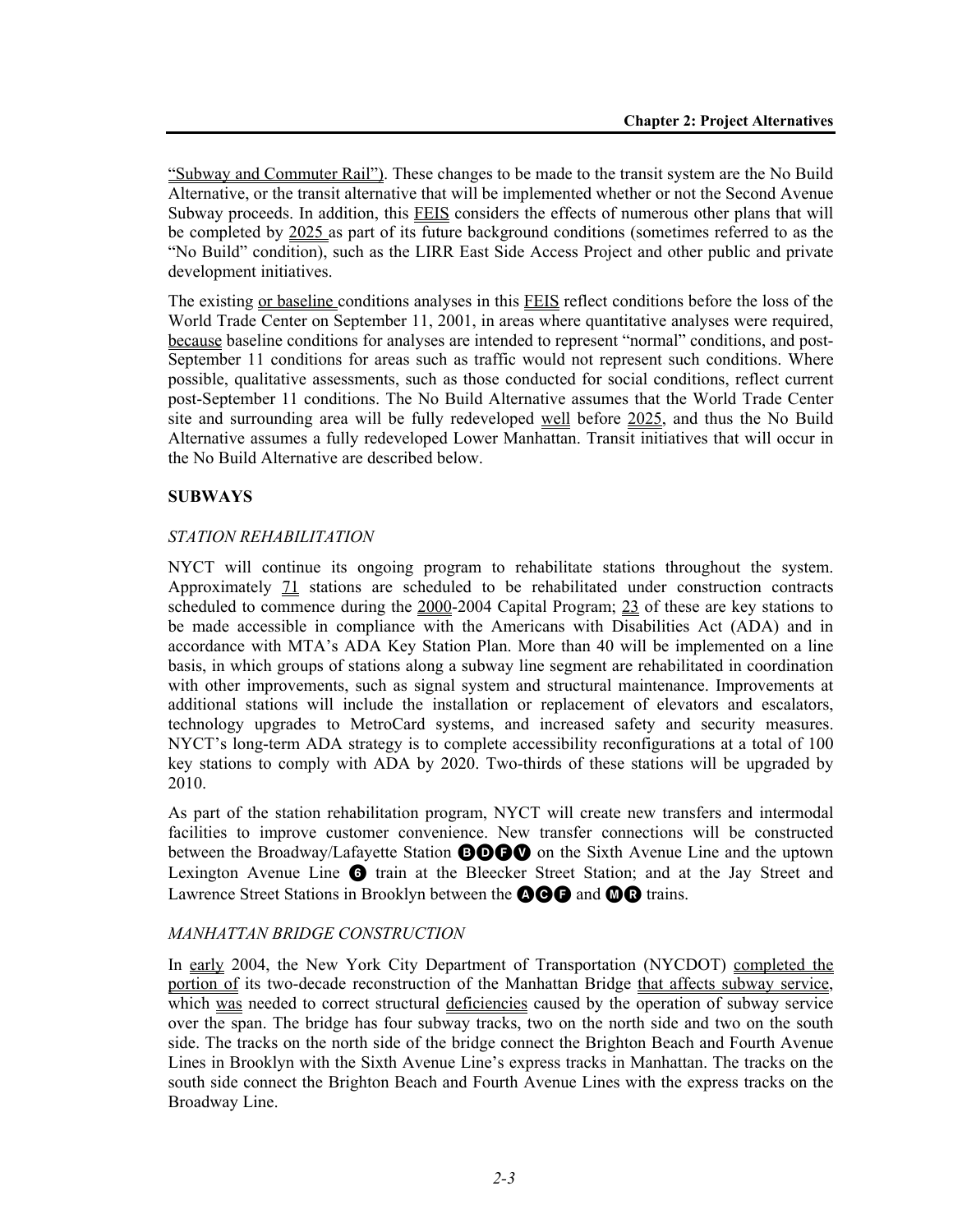"Subway and Commuter Rail"). These changes to be made to the transit system are the No Build Alternative, or the transit alternative that will be implemented whether or not the Second Avenue Subway proceeds. In addition, this FEIS considers the effects of numerous other plans that will be completed by 2025 as part of its future background conditions (sometimes referred to as the "No Build" condition), such as the LIRR East Side Access Project and other public and private development initiatives.

The existing or baseline conditions analyses in this FEIS reflect conditions before the loss of the World Trade Center on September 11, 2001, in areas where quantitative analyses were required, because baseline conditions for analyses are intended to represent "normal" conditions, and post-September 11 conditions for areas such as traffic would not represent such conditions. Where possible, qualitative assessments, such as those conducted for social conditions, reflect current post-September 11 conditions. The No Build Alternative assumes that the World Trade Center site and surrounding area will be fully redeveloped well before 2025, and thus the No Build Alternative assumes a fully redeveloped Lower Manhattan. Transit initiatives that will occur in the No Build Alternative are described below.

## SUBWAYS

### *STATION REHABILITATION*

NYCT will continue its ongoing program to rehabilitate stations throughout the system. Approximately 71 stations are scheduled to be rehabilitated under construction contracts scheduled to commence during the 2000-2004 Capital Program; 23 of these are key stations to be made accessible in compliance with the Americans with Disabilities Act (ADA) and in accordance with MTA's ADA Key Station Plan. More than 40 will be implemented on a line basis, in which groups of stations along a subway line segment are rehabilitated in coordination with other improvements, such as signal system and structural maintenance. Improvements at additional stations will include the installation or replacement of elevators and escalators, technology upgrades to MetroCard systems, and increased safety and security measures. NYCT's long-term ADA strategy is to complete accessibility reconfigurations at a total of 100 key stations to comply with ADA by 2020. Two-thirds of these stations will be upgraded by 2010.

As part of the station rehabilitation program, NYCT will create new transfers and intermodal facilities to improve customer convenience. New transfer connections will be constructed between the Broadway/Lafayette Station B D F V on the Sixth Avenue Line and the uptown Lexington Avenue Line 6 train at the Bleecker Street Station; and at the Jay Street and Lawrence Street Stations in Brooklyn between the A C F and M R trains.

### *MANHATTAN BRIDGE CONSTRUCTION*

In early 2004, the New York City Department of Transportation (NYCDOT) completed the portion of its two-decade reconstruction of the Manhattan Bridge that affects subway service, which was needed to correct structural deficiencies caused by the operation of subway service over the span. The bridge has four subway tracks, two on the north side and two on the south side. The tracks on the north side of the bridge connect the Brighton Beach and Fourth Avenue Lines in Brooklyn with the Sixth Avenue Line's express tracks in Manhattan. The tracks on the south side connect the Brighton Beach and Fourth Avenue Lines with the express tracks on the Broadway Line.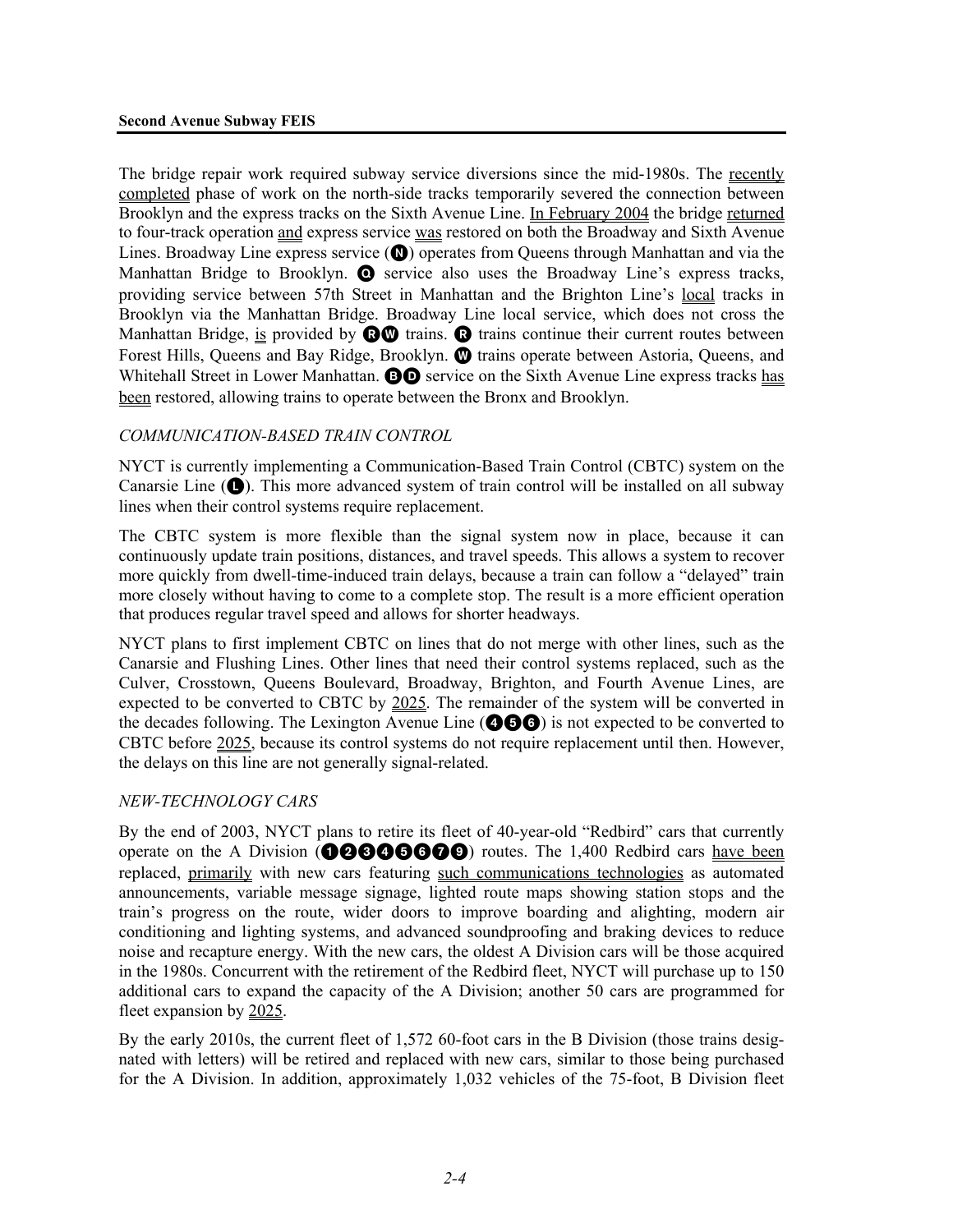The bridge repair work required subway service diversions since the mid-1980s. The recently completed phase of work on the north-side tracks temporarily severed the connection between Brooklyn and the express tracks on the Sixth Avenue Line. In February 2004 the bridge returned to four-track operation and express service was restored on both the Broadway and Sixth Avenue Lines. Broadway Line express service (N) operates from Queens through Manhattan and via the Manhattan Bridge to Brooklyn. Q service also uses the Broadway Line's express tracks, providing service between 57th Street in Manhattan and the Brighton Line's local tracks in Brooklyn via the Manhattan Bridge. Broadway Line local service, which does not cross the Manhattan Bridge, is provided by R W trains. R trains continue their current routes between Forest Hills, Queens and Bay Ridge, Brooklyn. W trains operate between Astoria, Queens, and Whitehall Street in Lower Manhattan. B D service on the Sixth Avenue Line express tracks has been restored, allowing trains to operate between the Bronx and Brooklyn.

*COMMUNICATION-BASED TRAIN CONTROL*

NYCT is currently implementing a Communication-Based Train Control (CBTC) system on the Canarsie Line (L). This more advanced system of train control will be installed on all subway lines when their control systems require replacement.

The CBTC system is more flexible than the signal system now in place, because it can continuously update train positions, distances, and travel speeds. This allows a system to recover more quickly from dwell-time-induced train delays, because a train can follow a "delayed" train more closely without having to come to a complete stop. The result is a more efficient operation that produces regular travel speed and allows for shorter headways.

NYCT plans to first implement CBTC on lines that do not merge with other lines, such as the Canarsie and Flushing Lines. Other lines that need their control systems replaced, such as the Culver, Crosstown, Queens Boulevard, Broadway, Brighton, and Fourth Avenue Lines, are expected to be converted to CBTC by 2025. The remainder of the system will be converted in the decades following. The Lexington Avenue Line (4 5 6) is not expected to be converted to CBTC before 2025, because its control systems do not require replacement until then. However, the delays on this line are not generally signal-related.

*NEW-TECHNOLOGY CARS*

By the end of 2003, NYCT plans to retire its fleet of 40-year-old "Redbird" cars that currently operate on the A Division (1 2 3 4 5 6 7 9) routes. The 1,400 Redbird cars have been replaced, primarily with new cars featuring such communications technologies as automated announcements, variable message signage, lighted route maps showing station stops and the train's progress on the route, wider doors to improve boarding and alighting, modern air conditioning and lighting systems, and advanced soundproofing and braking devices to reduce noise and recapture energy. With the new cars, the oldest A Division cars will be those acquired in the 1980s. Concurrent with the retirement of the Redbird fleet, NYCT will purchase up to 150 additional cars to expand the capacity of the A Division; another 50 cars are programmed for fleet expansion by 2025.

By the early 2010s, the current fleet of 1,572 60-foot cars in the B Division (those trains designated with letters) will be retired and replaced with new cars, similar to those being purchased for the A Division. In addition, approximately 1,032 vehicles of the 75-foot, B Division fleet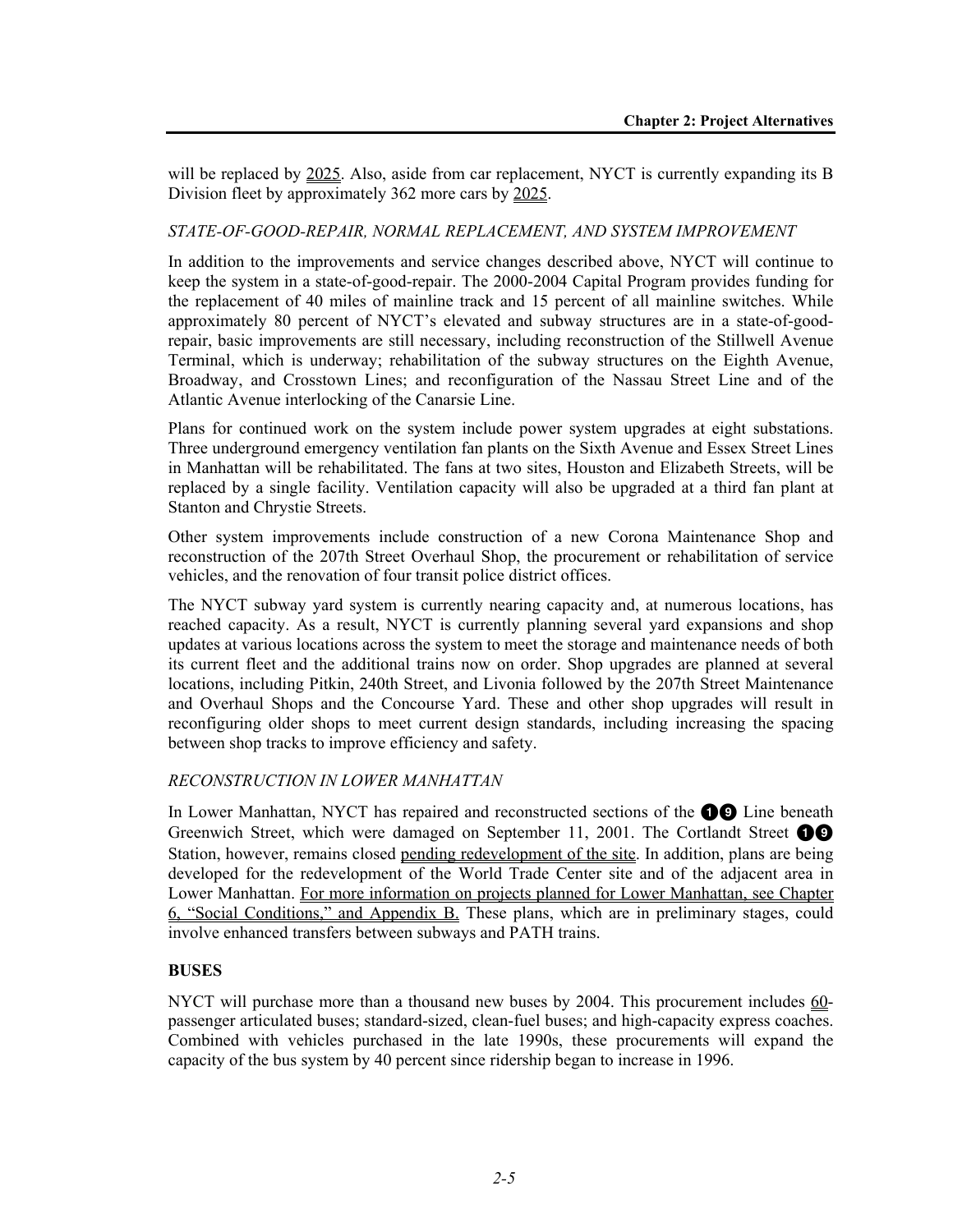will be replaced by 2025. Also, aside from car replacement, NYCT is currently expanding its B Division fleet by approximately 362 more cars by 2025.

*STATE-OF-GOOD-REPAIR, NORMAL REPLACEMENT, AND SYSTEM IMPROVEMENT*

In addition to the improvements and service changes described above, NYCT will continue to keep the system in a state-of-good-repair. The 2000-2004 Capital Program provides funding for the replacement of 40 miles of mainline track and 15 percent of all mainline switches. While approximately 80 percent of NYCT's elevated and subway structures are in a state-of-good-repair, basic improvements are still necessary, including reconstruction of the Stillwell Avenue Terminal, which is underway; rehabilitation of the subway structures on the Eighth Avenue, Broadway, and Crosstown Lines; and reconfiguration of the Nassau Street Line and of the Atlantic Avenue interlocking of the Canarsie Line.

Plans for continued work on the system include power system upgrades at eight substations. Three underground emergency ventilation fan plants on the Sixth Avenue and Essex Street Lines in Manhattan will be rehabilitated. The fans at two sites, Houston and Elizabeth Streets, will be replaced by a single facility. Ventilation capacity will also be upgraded at a third fan plant at Stanton and Chrystie Streets.

Other system improvements include construction of a new Corona Maintenance Shop and reconstruction of the 207th Street Overhaul Shop, the procurement or rehabilitation of service vehicles, and the renovation of four transit police district offices.

The NYCT subway yard system is currently nearing capacity and, at numerous locations, has reached capacity. As a result, NYCT is currently planning several yard expansions and shop updates at various locations across the system to meet the storage and maintenance needs of both its current fleet and the additional trains now on order. Shop upgrades are planned at several locations, including Pitkin, 240th Street, and Livonia followed by the 207th Street Maintenance and Overhaul Shops and the Concourse Yard. These and other shop upgrades will result in reconfiguring older shops to meet current design standards, including increasing the spacing between shop tracks to improve efficiency and safety.

*RECONSTRUCTION IN LOWER MANHATTAN*

In Lower Manhattan, NYCT has repaired and reconstructed sections of the 1 9 Line beneath Greenwich Street, which were damaged on September 11, 2001. The Cortlandt Street 1 9 Station, however, remains closed pending redevelopment of the site. In addition, plans are being developed for the redevelopment of the World Trade Center site and of the adjacent area in Lower Manhattan. For more information on projects planned for Lower Manhattan, see Chapter 6, "Social Conditions," and Appendix B. These plans, which are in preliminary stages, could involve enhanced transfers between subways and PATH trains.

**BUSES**

NYCT will purchase more than a thousand new buses by 2004. This procurement includes 60-passenger articulated buses; standard-sized, clean-fuel buses; and high-capacity express coaches. Combined with vehicles purchased in the late 1990s, these procurements will expand the capacity of the bus system by 40 percent since ridership began to increase in 1996.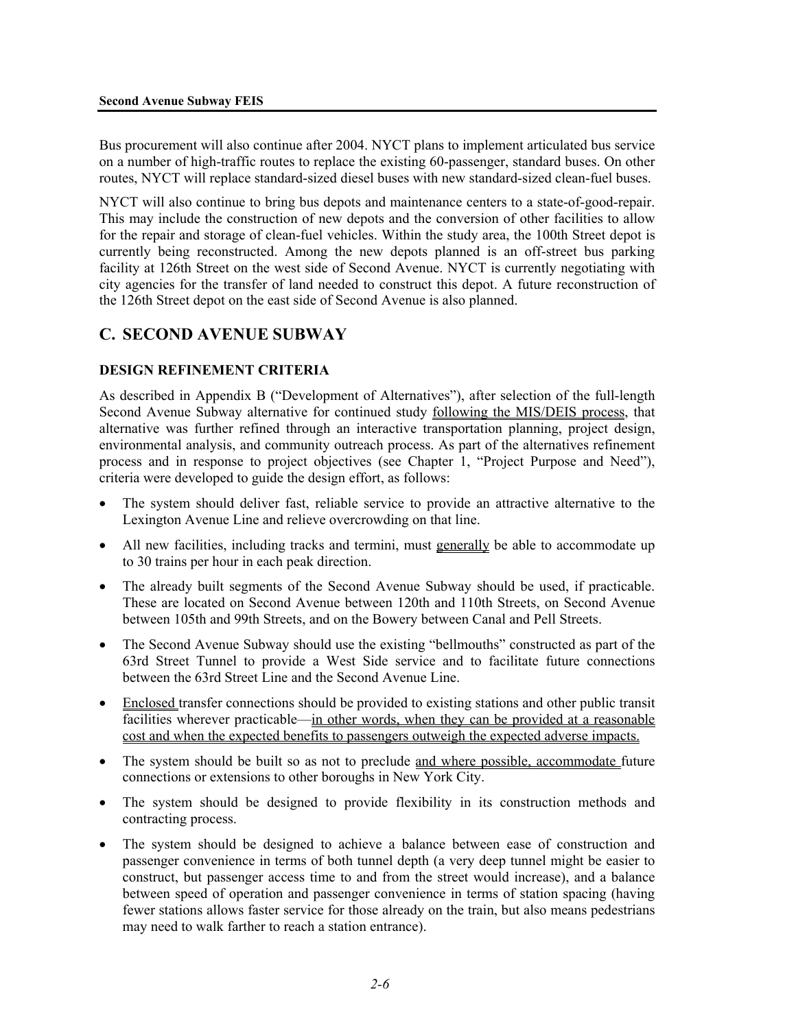Bus procurement will also continue after 2004. NYCT plans to implement articulated bus service on a number of high-traffic routes to replace the existing 60-passenger, standard buses. On other routes, NYCT will replace standard-sized diesel buses with new standard-sized clean-fuel buses.

NYCT will also continue to bring bus depots and maintenance centers to a state-of-good-repair. This may include the construction of new depots and the conversion of other facilities to allow for the repair and storage of clean-fuel vehicles. Within the study area, the 100th Street depot is currently being reconstructed. Among the new depots planned is an off-street bus parking facility at 126th Street on the west side of Second Avenue. NYCT is currently negotiating with city agencies for the transfer of land needed to construct this depot. A future reconstruction of the 126th Street depot on the east side of Second Avenue is also planned.

## C. SECOND AVENUE SUBWAY

### DESIGN REFINEMENT CRITERIA

As described in Appendix B ("Development of Alternatives"), after selection of the full-length Second Avenue Subway alternative for continued study following the MIS/DEIS process, that alternative was further refined through an interactive transportation planning, project design, environmental analysis, and community outreach process. As part of the alternatives refinement process and in response to project objectives (see Chapter 1, "Project Purpose and Need"), criteria were developed to guide the design effort, as follows:

- The system should deliver fast, reliable service to provide an attractive alternative to the Lexington Avenue Line and relieve overcrowding on that line.
- All new facilities, including tracks and termini, must generally be able to accommodate up to 30 trains per hour in each peak direction.
- The already built segments of the Second Avenue Subway should be used, if practicable. These are located on Second Avenue between 120th and 110th Streets, on Second Avenue between 105th and 99th Streets, and on the Bowery between Canal and Pell Streets.
- The Second Avenue Subway should use the existing "bellmouths" constructed as part of the 63rd Street Tunnel to provide a West Side service and to facilitate future connections between the 63rd Street Line and the Second Avenue Line.
- Enclosed transfer connections should be provided to existing stations and other public transit facilities wherever practicable—in other words, when they can be provided at a reasonable cost and when the expected benefits to passengers outweigh the expected adverse impacts.
- The system should be built so as not to preclude and where possible, accommodate future connections or extensions to other boroughs in New York City.
- The system should be designed to provide flexibility in its construction methods and contracting process.
- The system should be designed to achieve a balance between ease of construction and passenger convenience in terms of both tunnel depth (a very deep tunnel might be easier to construct, but passenger access time to and from the street would increase), and a balance between speed of operation and passenger convenience in terms of station spacing (having fewer stations allows faster service for those already on the train, but also means pedestrians may need to walk farther to reach a station entrance).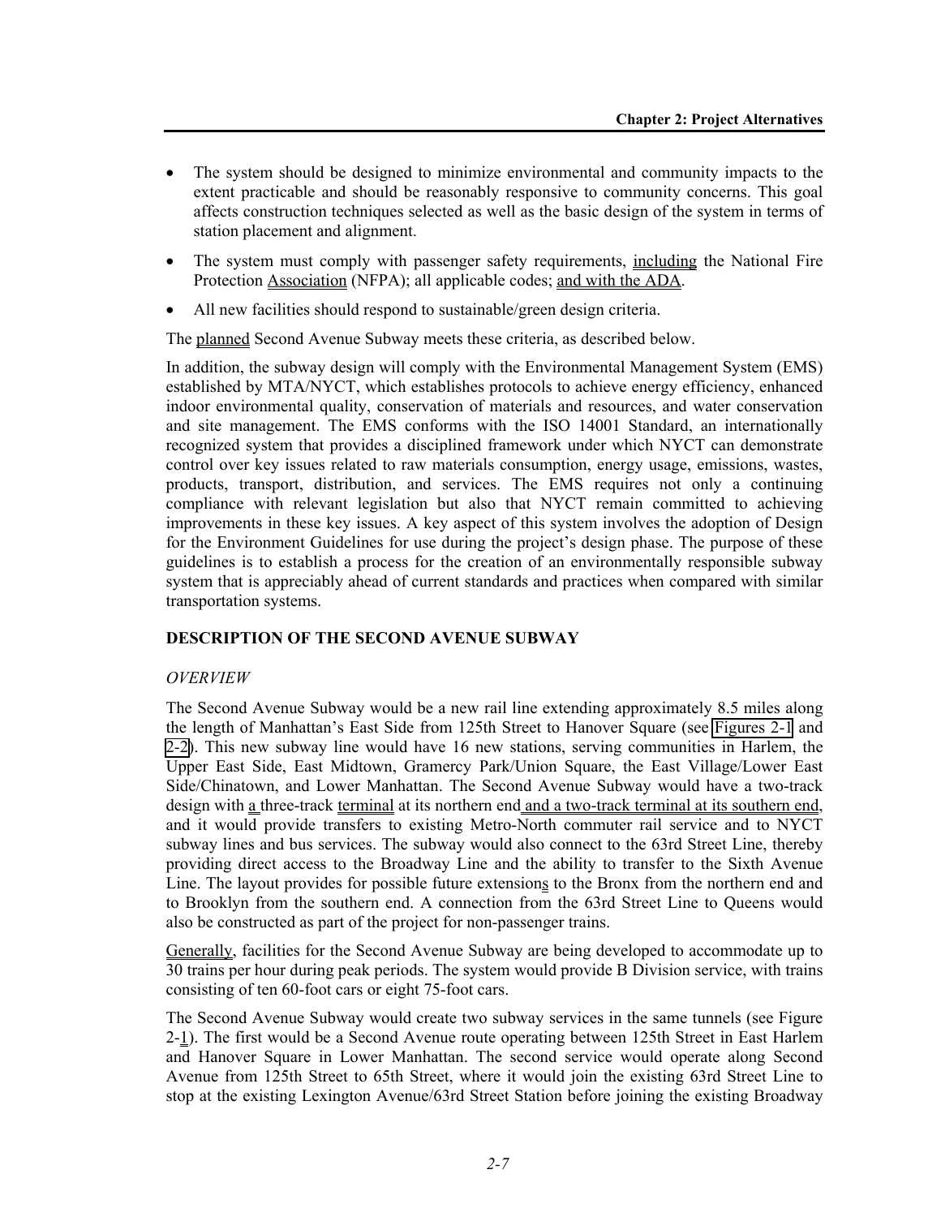- The system should be designed to minimize environmental and community impacts to the extent practicable and should be reasonably responsive to community concerns. This goal affects construction techniques selected as well as the basic design of the system in terms of station placement and alignment.
- The system must comply with passenger safety requirements, including the National Fire Protection Association (NFPA); all applicable codes; and with the ADA.
- All new facilities should respond to sustainable/green design criteria.

The planned Second Avenue Subway meets these criteria, as described below.

In addition, the subway design will comply with the Environmental Management System (EMS) established by MTA/NYCT, which establishes protocols to achieve energy efficiency, enhanced indoor environmental quality, conservation of materials and resources, and water conservation and site management. The EMS conforms with the ISO 14001 Standard, an internationally recognized system that provides a disciplined framework under which NYCT can demonstrate control over key issues related to raw materials consumption, energy usage, emissions, wastes, products, transport, distribution, and services. The EMS requires not only a continuing compliance with relevant legislation but also that NYCT remain committed to achieving improvements in these key issues. A key aspect of this system involves the adoption of Design for the Environment Guidelines for use during the project's design phase. The purpose of these guidelines is to establish a process for the creation of an environmentally responsible subway system that is appreciably ahead of current standards and practices when compared with similar transportation systems.

## DESCRIPTION OF THE SECOND AVENUE SUBWAY

### *OVERVIEW*

The Second Avenue Subway would be a new rail line extending approximately 8.5 miles along the length of Manhattan's East Side from 125th Street to Hanover Square (see Figures 2-1 and 2-2). This new subway line would have 16 new stations, serving communities in Harlem, the Upper East Side, East Midtown, Gramercy Park/Union Square, the East Village/Lower East Side/Chinatown, and Lower Manhattan. The Second Avenue Subway would have a two-track design with a three-track terminal at its northern end and a two-track terminal at its southern end, and it would provide transfers to existing Metro-North commuter rail service and to NYCT subway lines and bus services. The subway would also connect to the 63rd Street Line, thereby providing direct access to the Broadway Line and the ability to transfer to the Sixth Avenue Line. The layout provides for possible future extensions to the Bronx from the northern end and to Brooklyn from the southern end. A connection from the 63rd Street Line to Queens would also be constructed as part of the project for non-passenger trains.

Generally, facilities for the Second Avenue Subway are being developed to accommodate up to 30 trains per hour during peak periods. The system would provide B Division service, with trains consisting of ten 60-foot cars or eight 75-foot cars.

The Second Avenue Subway would create two subway services in the same tunnels (see Figure 2-1). The first would be a Second Avenue route operating between 125th Street in East Harlem and Hanover Square in Lower Manhattan. The second service would operate along Second Avenue from 125th Street to 65th Street, where it would join the existing 63rd Street Line to stop at the existing Lexington Avenue/63rd Street Station before joining the existing Broadway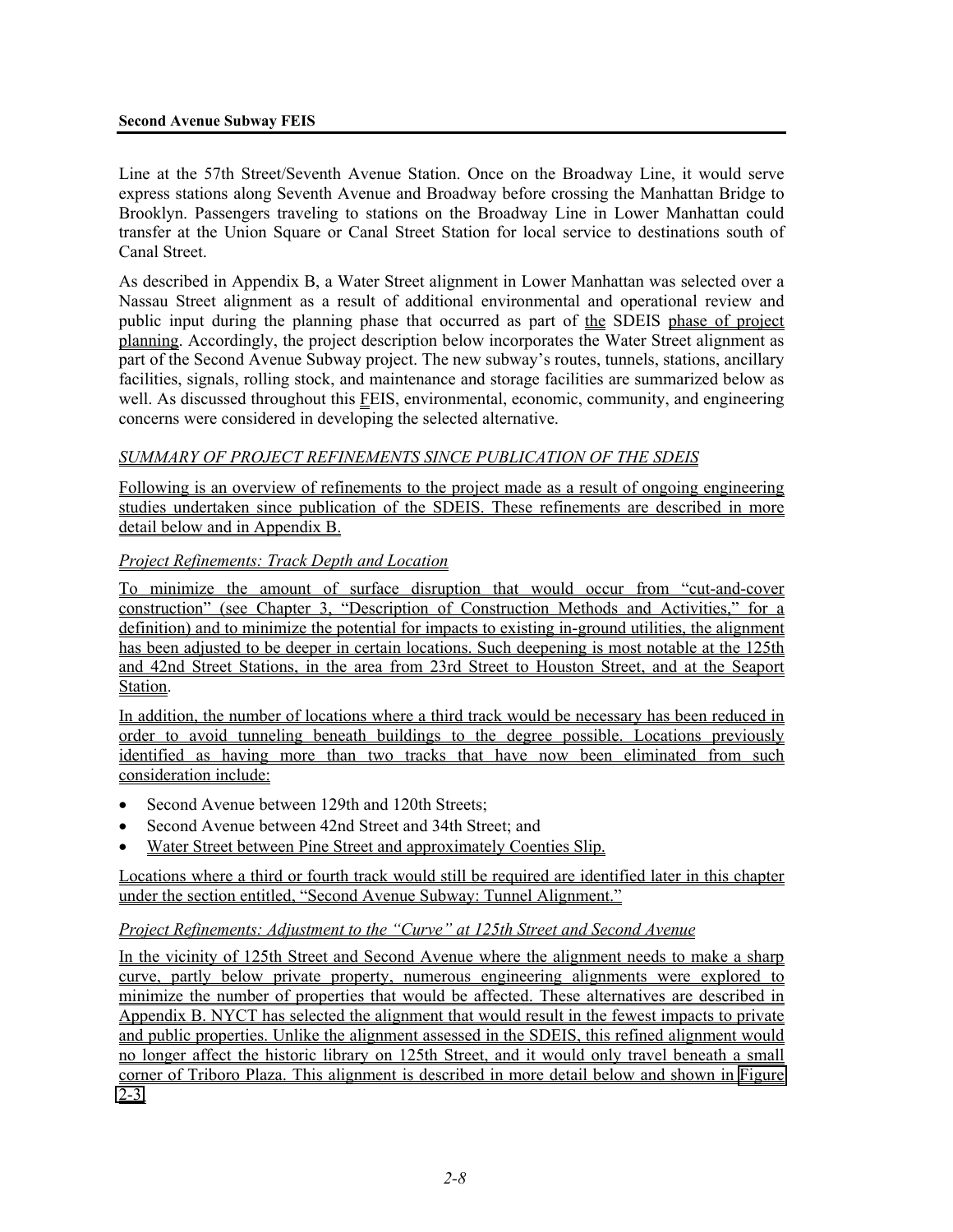Line at the 57th Street/Seventh Avenue Station. Once on the Broadway Line, it would serve express stations along Seventh Avenue and Broadway before crossing the Manhattan Bridge to Brooklyn. Passengers traveling to stations on the Broadway Line in Lower Manhattan could transfer at the Union Square or Canal Street Station for local service to destinations south of Canal Street.

As described in Appendix B, a Water Street alignment in Lower Manhattan was selected over a Nassau Street alignment as a result of additional environmental and operational review and public input during the planning phase that occurred as part of the SDEIS phase of project planning. Accordingly, the project description below incorporates the Water Street alignment as part of the Second Avenue Subway project. The new subway's routes, tunnels, stations, ancillary facilities, signals, rolling stock, and maintenance and storage facilities are summarized below as well. As discussed throughout this FEIS, environmental, economic, community, and engineering concerns were considered in developing the selected alternative.

*SUMMARY OF PROJECT REFINEMENTS SINCE PUBLICATION OF THE SDEIS*

Following is an overview of refinements to the project made as a result of ongoing engineering studies undertaken since publication of the SDEIS. These refinements are described in more detail below and in Appendix B.

*Project Refinements: Track Depth and Location*

To minimize the amount of surface disruption that would occur from "cut-and-cover construction" (see Chapter 3, "Description of Construction Methods and Activities," for a definition) and to minimize the potential for impacts to existing in-ground utilities, the alignment has been adjusted to be deeper in certain locations. Such deepening is most notable at the 125th and 42nd Street Stations, in the area from 23rd Street to Houston Street, and at the Seaport Station.

In addition, the number of locations where a third track would be necessary has been reduced in order to avoid tunneling beneath buildings to the degree possible. Locations previously identified as having more than two tracks that have now been eliminated from such consideration include:

- Second Avenue between 129th and 120th Streets;
- Second Avenue between 42nd Street and 34th Street; and
- Water Street between Pine Street and approximately Coenties Slip.

Locations where a third or fourth track would still be required are identified later in this chapter under the section entitled, "Second Avenue Subway: Tunnel Alignment."

*Project Refinements: Adjustment to the "Curve" at 125th Street and Second Avenue*

In the vicinity of 125th Street and Second Avenue where the alignment needs to make a sharp curve, partly below private property, numerous engineering alignments were explored to minimize the number of properties that would be affected. These alternatives are described in Appendix B. NYCT has selected the alignment that would result in the fewest impacts to private and public properties. Unlike the alignment assessed in the SDEIS, this refined alignment would no longer affect the historic library on 125th Street, and it would only travel beneath a small corner of Triboro Plaza. This alignment is described in more detail below and shown in Figure 2-3.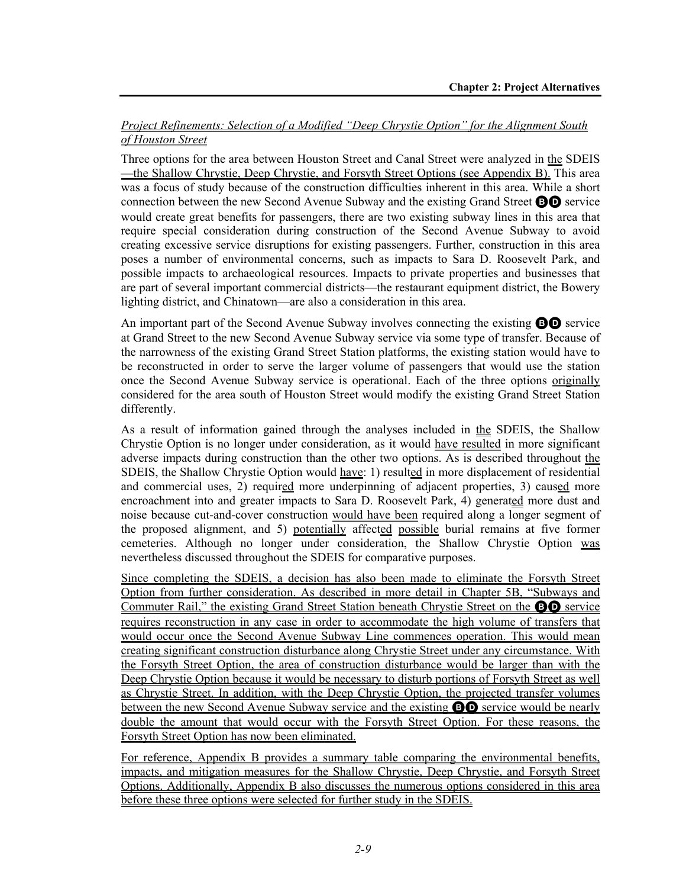*Project Refinements: Selection of a Modified "Deep Chrystie Option" for the Alignment South of Houston Street*

Three options for the area between Houston Street and Canal Street were analyzed in the SDEIS—the Shallow Chrystie, Deep Chrystie, and Forsyth Street Options (see Appendix B). This area was a focus of study because of the construction difficulties inherent in this area. While a short connection between the new Second Avenue Subway and the existing Grand Street B D service would create great benefits for passengers, there are two existing subway lines in this area that require special consideration during construction of the Second Avenue Subway to avoid creating excessive service disruptions for existing passengers. Further, construction in this area poses a number of environmental concerns, such as impacts to Sara D. Roosevelt Park, and possible impacts to archaeological resources. Impacts to private properties and businesses that are part of several important commercial districts—the restaurant equipment district, the Bowery lighting district, and Chinatown—are also a consideration in this area.

An important part of the Second Avenue Subway involves connecting the existing B D service at Grand Street to the new Second Avenue Subway service via some type of transfer. Because of the narrowness of the existing Grand Street Station platforms, the existing station would have to be reconstructed in order to serve the larger volume of passengers that would use the station once the Second Avenue Subway service is operational. Each of the three options originally considered for the area south of Houston Street would modify the existing Grand Street Station differently.

As a result of information gained through the analyses included in the SDEIS, the Shallow Chrystie Option is no longer under consideration, as it would have resulted in more significant adverse impacts during construction than the other two options. As is described throughout the SDEIS, the Shallow Chrystie Option would have: 1) resulted in more displacement of residential and commercial uses, 2) required more underpinning of adjacent properties, 3) caused more encroachment into and greater impacts to Sara D. Roosevelt Park, 4) generated more dust and noise because cut-and-cover construction would have been required along a longer segment of the proposed alignment, and 5) potentially affected possible burial remains at five former cemeteries. Although no longer under consideration, the Shallow Chrystie Option was nevertheless discussed throughout the SDEIS for comparative purposes.

Since completing the SDEIS, a decision has also been made to eliminate the Forsyth Street Option from further consideration. As described in more detail in Chapter 5B, "Subways and Commuter Rail," the existing Grand Street Station beneath Chrystie Street on the B D service requires reconstruction in any case in order to accommodate the high volume of transfers that would occur once the Second Avenue Subway Line commences operation. This would mean creating significant construction disturbance along Chrystie Street under any circumstance. With the Forsyth Street Option, the area of construction disturbance would be larger than with the Deep Chrystie Option because it would be necessary to disturb portions of Forsyth Street as well as Chrystie Street. In addition, with the Deep Chrystie Option, the projected transfer volumes between the new Second Avenue Subway service and the existing B D service would be nearly double the amount that would occur with the Forsyth Street Option. For these reasons, the Forsyth Street Option has now been eliminated.

For reference, Appendix B provides a summary table comparing the environmental benefits, impacts, and mitigation measures for the Shallow Chrystie, Deep Chrystie, and Forsyth Street Options. Additionally, Appendix B also discusses the numerous options considered in this area before these three options were selected for further study in the SDEIS.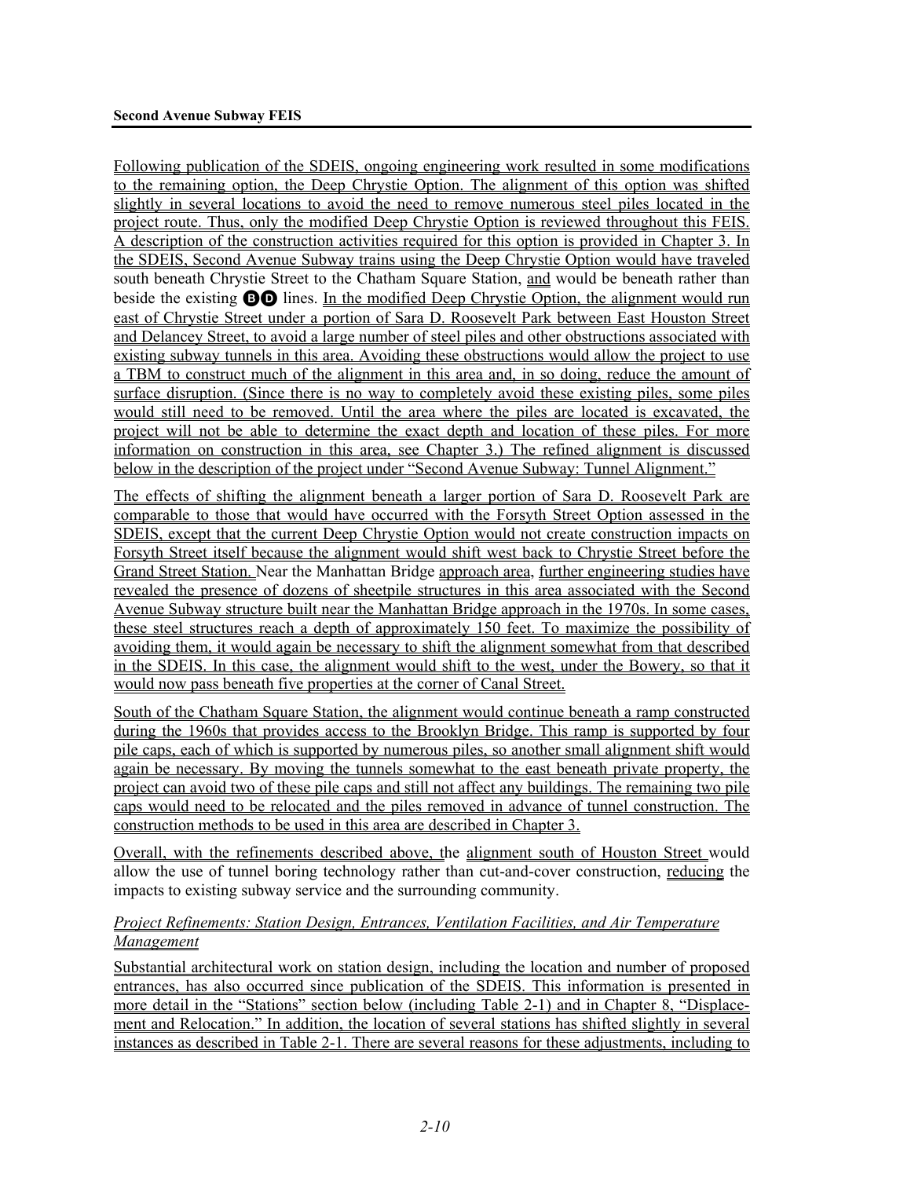Following publication of the SDEIS, ongoing engineering work resulted in some modifications to the remaining option, the Deep Chrystie Option. The alignment of this option was shifted slightly in several locations to avoid the need to remove numerous steel piles located in the project route. Thus, only the modified Deep Chrystie Option is reviewed throughout this FEIS. A description of the construction activities required for this option is provided in Chapter 3. In the SDEIS, Second Avenue Subway trains using the Deep Chrystie Option would have traveled south beneath Chrystie Street to the Chatham Square Station, and would be beneath rather than beside the existing Ⓑ Ⓓ lines. In the modified Deep Chrystie Option, the alignment would run east of Chrystie Street under a portion of Sara D. Roosevelt Park between East Houston Street and Delancey Street, to avoid a large number of steel piles and other obstructions associated with existing subway tunnels in this area. Avoiding these obstructions would allow the project to use a TBM to construct much of the alignment in this area and, in so doing, reduce the amount of surface disruption. (Since there is no way to completely avoid these existing piles, some piles would still need to be removed. Until the area where the piles are located is excavated, the project will not be able to determine the exact depth and location of these piles. For more information on construction in this area, see Chapter 3.) The refined alignment is discussed below in the description of the project under "Second Avenue Subway: Tunnel Alignment."

The effects of shifting the alignment beneath a larger portion of Sara D. Roosevelt Park are comparable to those that would have occurred with the Forsyth Street Option assessed in the SDEIS, except that the current Deep Chrystie Option would not create construction impacts on Forsyth Street itself because the alignment would shift west back to Chrystie Street before the Grand Street Station. Near the Manhattan Bridge approach area, further engineering studies have revealed the presence of dozens of sheetpile structures in this area associated with the Second Avenue Subway structure built near the Manhattan Bridge approach in the 1970s. In some cases, these steel structures reach a depth of approximately 150 feet. To maximize the possibility of avoiding them, it would again be necessary to shift the alignment somewhat from that described in the SDEIS. In this case, the alignment would shift to the west, under the Bowery, so that it would now pass beneath five properties at the corner of Canal Street.

South of the Chatham Square Station, the alignment would continue beneath a ramp constructed during the 1960s that provides access to the Brooklyn Bridge. This ramp is supported by four pile caps, each of which is supported by numerous piles, so another small alignment shift would again be necessary. By moving the tunnels somewhat to the east beneath private property, the project can avoid two of these pile caps and still not affect any buildings. The remaining two pile caps would need to be relocated and the piles removed in advance of tunnel construction. The construction methods to be used in this area are described in Chapter 3.

Overall, with the refinements described above, the alignment south of Houston Street would allow the use of tunnel boring technology rather than cut-and-cover construction, reducing the impacts to existing subway service and the surrounding community.

*Project Refinements: Station Design, Entrances, Ventilation Facilities, and Air Temperature Management*

Substantial architectural work on station design, including the location and number of proposed entrances, has also occurred since publication of the SDEIS. This information is presented in more detail in the "Stations" section below (including Table 2-1) and in Chapter 8, "Displacement and Relocation." In addition, the location of several stations has shifted slightly in several instances as described in Table 2-1. There are several reasons for these adjustments, including to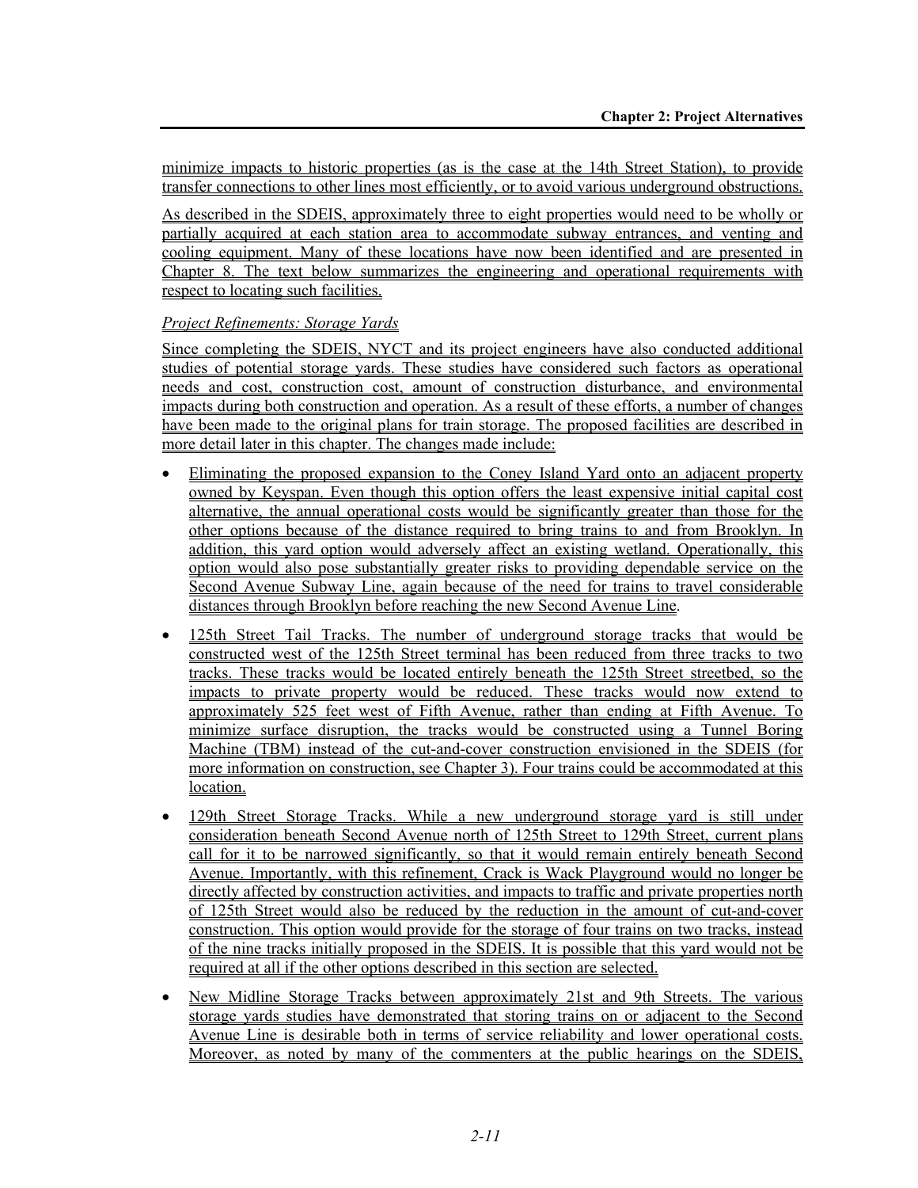minimize impacts to historic properties (as is the case at the 14th Street Station), to provide transfer connections to other lines most efficiently, or to avoid various underground obstructions.

As described in the SDEIS, approximately three to eight properties would need to be wholly or partially acquired at each station area to accommodate subway entrances, and venting and cooling equipment. Many of these locations have now been identified and are presented in Chapter 8. The text below summarizes the engineering and operational requirements with respect to locating such facilities.

*Project Refinements: Storage Yards*

Since completing the SDEIS, NYCT and its project engineers have also conducted additional studies of potential storage yards. These studies have considered such factors as operational needs and cost, construction cost, amount of construction disturbance, and environmental impacts during both construction and operation. As a result of these efforts, a number of changes have been made to the original plans for train storage. The proposed facilities are described in more detail later in this chapter. The changes made include:

- Eliminating the proposed expansion to the Coney Island Yard onto an adjacent property owned by Keyspan. Even though this option offers the least expensive initial capital cost alternative, the annual operational costs would be significantly greater than those for the other options because of the distance required to bring trains to and from Brooklyn. In addition, this yard option would adversely affect an existing wetland. Operationally, this option would also pose substantially greater risks to providing dependable service on the Second Avenue Subway Line, again because of the need for trains to travel considerable distances through Brooklyn before reaching the new Second Avenue Line.
- 125th Street Tail Tracks. The number of underground storage tracks that would be constructed west of the 125th Street terminal has been reduced from three tracks to two tracks. These tracks would be located entirely beneath the 125th Street streetbed, so the impacts to private property would be reduced. These tracks would now extend to approximately 525 feet west of Fifth Avenue, rather than ending at Fifth Avenue. To minimize surface disruption, the tracks would be constructed using a Tunnel Boring Machine (TBM) instead of the cut-and-cover construction envisioned in the SDEIS (for more information on construction, see Chapter 3). Four trains could be accommodated at this location.
- 129th Street Storage Tracks. While a new underground storage yard is still under consideration beneath Second Avenue north of 125th Street to 129th Street, current plans call for it to be narrowed significantly, so that it would remain entirely beneath Second Avenue. Importantly, with this refinement, Crack is Wack Playground would no longer be directly affected by construction activities, and impacts to traffic and private properties north of 125th Street would also be reduced by the reduction in the amount of cut-and-cover construction. This option would provide for the storage of four trains on two tracks, instead of the nine tracks initially proposed in the SDEIS. It is possible that this yard would not be required at all if the other options described in this section are selected.
- New Midline Storage Tracks between approximately 21st and 9th Streets. The various storage yards studies have demonstrated that storing trains on or adjacent to the Second Avenue Line is desirable both in terms of service reliability and lower operational costs. Moreover, as noted by many of the commenters at the public hearings on the SDEIS,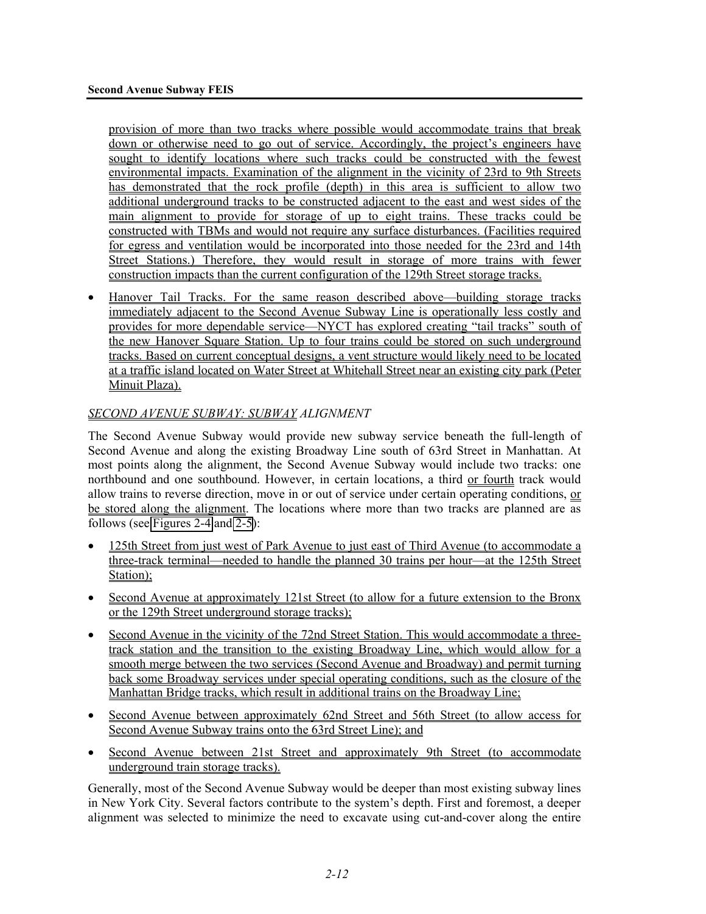provision of more than two tracks where possible would accommodate trains that break down or otherwise need to go out of service. Accordingly, the project's engineers have sought to identify locations where such tracks could be constructed with the fewest environmental impacts. Examination of the alignment in the vicinity of 23rd to 9th Streets has demonstrated that the rock profile (depth) in this area is sufficient to allow two additional underground tracks to be constructed adjacent to the east and west sides of the main alignment to provide for storage of up to eight trains. These tracks could be constructed with TBMs and would not require any surface disturbances. (Facilities required for egress and ventilation would be incorporated into those needed for the 23rd and 14th Street Stations.) Therefore, they would result in storage of more trains with fewer construction impacts than the current configuration of the 129th Street storage tracks.

- Hanover Tail Tracks. For the same reason described above—building storage tracks immediately adjacent to the Second Avenue Subway Line is operationally less costly and provides for more dependable service—NYCT has explored creating "tail tracks" south of the new Hanover Square Station. Up to four trains could be stored on such underground tracks. Based on current conceptual designs, a vent structure would likely need to be located at a traffic island located on Water Street at Whitehall Street near an existing city park (Peter Minuit Plaza).

*SECOND AVENUE SUBWAY: SUBWAY ALIGNMENT*

The Second Avenue Subway would provide new subway service beneath the full-length of Second Avenue and along the existing Broadway Line south of 63rd Street in Manhattan. At most points along the alignment, the Second Avenue Subway would include two tracks: one northbound and one southbound. However, in certain locations, a third or fourth track would allow trains to reverse direction, move in or out of service under certain operating conditions, or be stored along the alignment. The locations where more than two tracks are planned are as follows (see Figures 2-4 and 2-5):

- 125th Street from just west of Park Avenue to just east of Third Avenue (to accommodate a three-track terminal—needed to handle the planned 30 trains per hour—at the 125th Street Station);
- Second Avenue at approximately 121st Street (to allow for a future extension to the Bronx or the 129th Street underground storage tracks);
- Second Avenue in the vicinity of the 72nd Street Station. This would accommodate a three-track station and the transition to the existing Broadway Line, which would allow for a smooth merge between the two services (Second Avenue and Broadway) and permit turning back some Broadway services under special operating conditions, such as the closure of the Manhattan Bridge tracks, which result in additional trains on the Broadway Line;
- Second Avenue between approximately 62nd Street and 56th Street (to allow access for Second Avenue Subway trains onto the 63rd Street Line); and
- Second Avenue between 21st Street and approximately 9th Street (to accommodate underground train storage tracks).

Generally, most of the Second Avenue Subway would be deeper than most existing subway lines in New York City. Several factors contribute to the system's depth. First and foremost, a deeper alignment was selected to minimize the need to excavate using cut-and-cover along the entire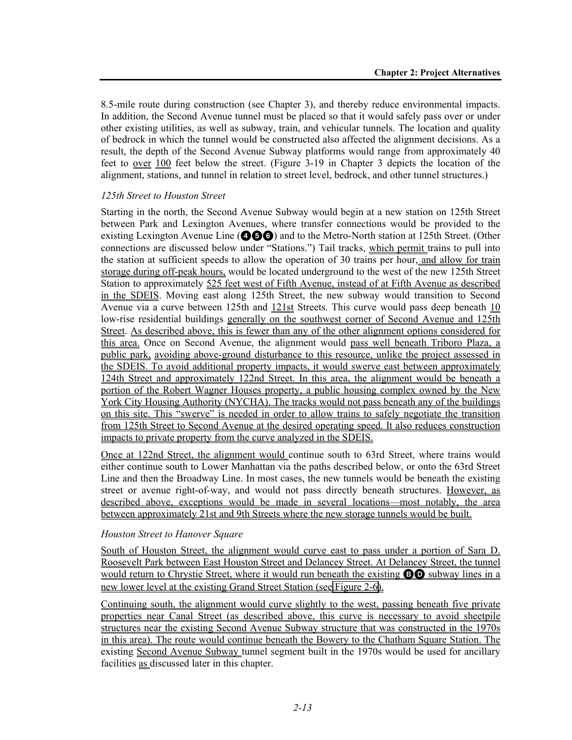8.5-mile route during construction (see Chapter 3), and thereby reduce environmental impacts. In addition, the Second Avenue tunnel must be placed so that it would safely pass over or under other existing utilities, as well as subway, train, and vehicular tunnels. The location and quality of bedrock in which the tunnel would be constructed also affected the alignment decisions. As a result, the depth of the Second Avenue Subway platforms would range from approximately 40 feet to over 100 feet below the street. (Figure 3-19 in Chapter 3 depicts the location of the alignment, stations, and tunnel in relation to street level, bedrock, and other tunnel structures.)

*125th Street to Houston Street*

Starting in the north, the Second Avenue Subway would begin at a new station on 125th Street between Park and Lexington Avenues, where transfer connections would be provided to the existing Lexington Avenue Line (❹❺❻) and to the Metro-North station at 125th Street. (Other connections are discussed below under "Stations.") Tail tracks, which permit trains to pull into the station at sufficient speeds to allow the operation of 30 trains per hour, and allow for train storage during off-peak hours, would be located underground to the west of the new 125th Street Station to approximately 525 feet west of Fifth Avenue, instead of at Fifth Avenue as described in the SDEIS. Moving east along 125th Street, the new subway would transition to Second Avenue via a curve between 125th and 121st Streets. This curve would pass deep beneath 10 low-rise residential buildings generally on the southwest corner of Second Avenue and 125th Street. As described above, this is fewer than any of the other alignment options considered for this area. Once on Second Avenue, the alignment would pass well beneath Triboro Plaza, a public park, avoiding above-ground disturbance to this resource, unlike the project assessed in the SDEIS. To avoid additional property impacts, it would swerve east between approximately 124th Street and approximately 122nd Street. In this area, the alignment would be beneath a portion of the Robert Wagner Houses property, a public housing complex owned by the New York City Housing Authority (NYCHA). The tracks would not pass beneath any of the buildings on this site. This "swerve" is needed in order to allow trains to safely negotiate the transition from 125th Street to Second Avenue at the desired operating speed. It also reduces construction impacts to private property from the curve analyzed in the SDEIS.

Once at 122nd Street, the alignment would continue south to 63rd Street, where trains would either continue south to Lower Manhattan via the paths described below, or onto the 63rd Street Line and then the Broadway Line. In most cases, the new tunnels would be beneath the existing street or avenue right-of-way, and would not pass directly beneath structures. However, as described above, exceptions would be made in several locations—most notably, the area between approximately 21st and 9th Streets where the new storage tunnels would be built.

*Houston Street to Hanover Square*

South of Houston Street, the alignment would curve east to pass under a portion of Sara D. Roosevelt Park between East Houston Street and Delancey Street. At Delancey Street, the tunnel would return to Chrystie Street, where it would run beneath the existing ⒷⒹ subway lines in a new lower level at the existing Grand Street Station (see Figure 2-6).

Continuing south, the alignment would curve slightly to the west, passing beneath five private properties near Canal Street (as described above, this curve is necessary to avoid sheetpile structures near the existing Second Avenue Subway structure that was constructed in the 1970s in this area). The route would continue beneath the Bowery to the Chatham Square Station. The existing Second Avenue Subway tunnel segment built in the 1970s would be used for ancillary facilities as discussed later in this chapter.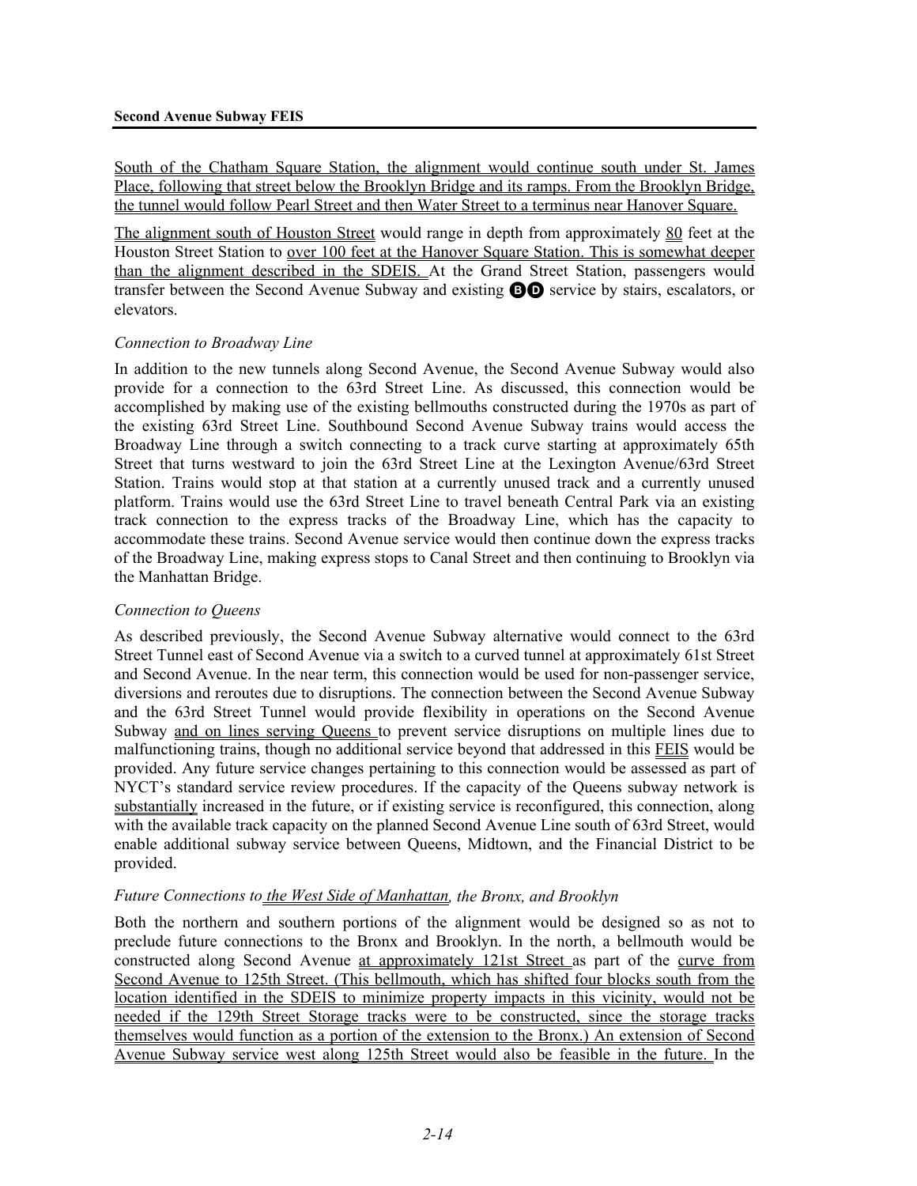South of the Chatham Square Station, the alignment would continue south under St. James Place, following that street below the Brooklyn Bridge and its ramps. From the Brooklyn Bridge, the tunnel would follow Pearl Street and then Water Street to a terminus near Hanover Square.

The alignment south of Houston Street would range in depth from approximately 80 feet at the Houston Street Station to over 100 feet at the Hanover Square Station. This is somewhat deeper than the alignment described in the SDEIS. At the Grand Street Station, passengers would transfer between the Second Avenue Subway and existing B D service by stairs, escalators, or elevators.

*Connection to Broadway Line*

In addition to the new tunnels along Second Avenue, the Second Avenue Subway would also provide for a connection to the 63rd Street Line. As discussed, this connection would be accomplished by making use of the existing bellmouths constructed during the 1970s as part of the existing 63rd Street Line. Southbound Second Avenue Subway trains would access the Broadway Line through a switch connecting to a track curve starting at approximately 65th Street that turns westward to join the 63rd Street Line at the Lexington Avenue/63rd Street Station. Trains would stop at that station at a currently unused track and a currently unused platform. Trains would use the 63rd Street Line to travel beneath Central Park via an existing track connection to the express tracks of the Broadway Line, which has the capacity to accommodate these trains. Second Avenue service would then continue down the express tracks of the Broadway Line, making express stops to Canal Street and then continuing to Brooklyn via the Manhattan Bridge.

*Connection to Queens*

As described previously, the Second Avenue Subway alternative would connect to the 63rd Street Tunnel east of Second Avenue via a switch to a curved tunnel at approximately 61st Street and Second Avenue. In the near term, this connection would be used for non-passenger service, diversions and reroutes due to disruptions. The connection between the Second Avenue Subway and the 63rd Street Tunnel would provide flexibility in operations on the Second Avenue Subway and on lines serving Queens to prevent service disruptions on multiple lines due to malfunctioning trains, though no additional service beyond that addressed in this FEIS would be provided. Any future service changes pertaining to this connection would be assessed as part of NYCT's standard service review procedures. If the capacity of the Queens subway network is substantially increased in the future, or if existing service is reconfigured, this connection, along with the available track capacity on the planned Second Avenue Line south of 63rd Street, would enable additional subway service between Queens, Midtown, and the Financial District to be provided.

*Future Connections to the West Side of Manhattan, the Bronx, and Brooklyn*

Both the northern and southern portions of the alignment would be designed so as not to preclude future connections to the Bronx and Brooklyn. In the north, a bellmouth would be constructed along Second Avenue at approximately 121st Street as part of the curve from Second Avenue to 125th Street. (This bellmouth, which has shifted four blocks south from the location identified in the SDEIS to minimize property impacts in this vicinity, would not be needed if the 129th Street Storage tracks were to be constructed, since the storage tracks themselves would function as a portion of the extension to the Bronx.) An extension of Second Avenue Subway service west along 125th Street would also be feasible in the future. In the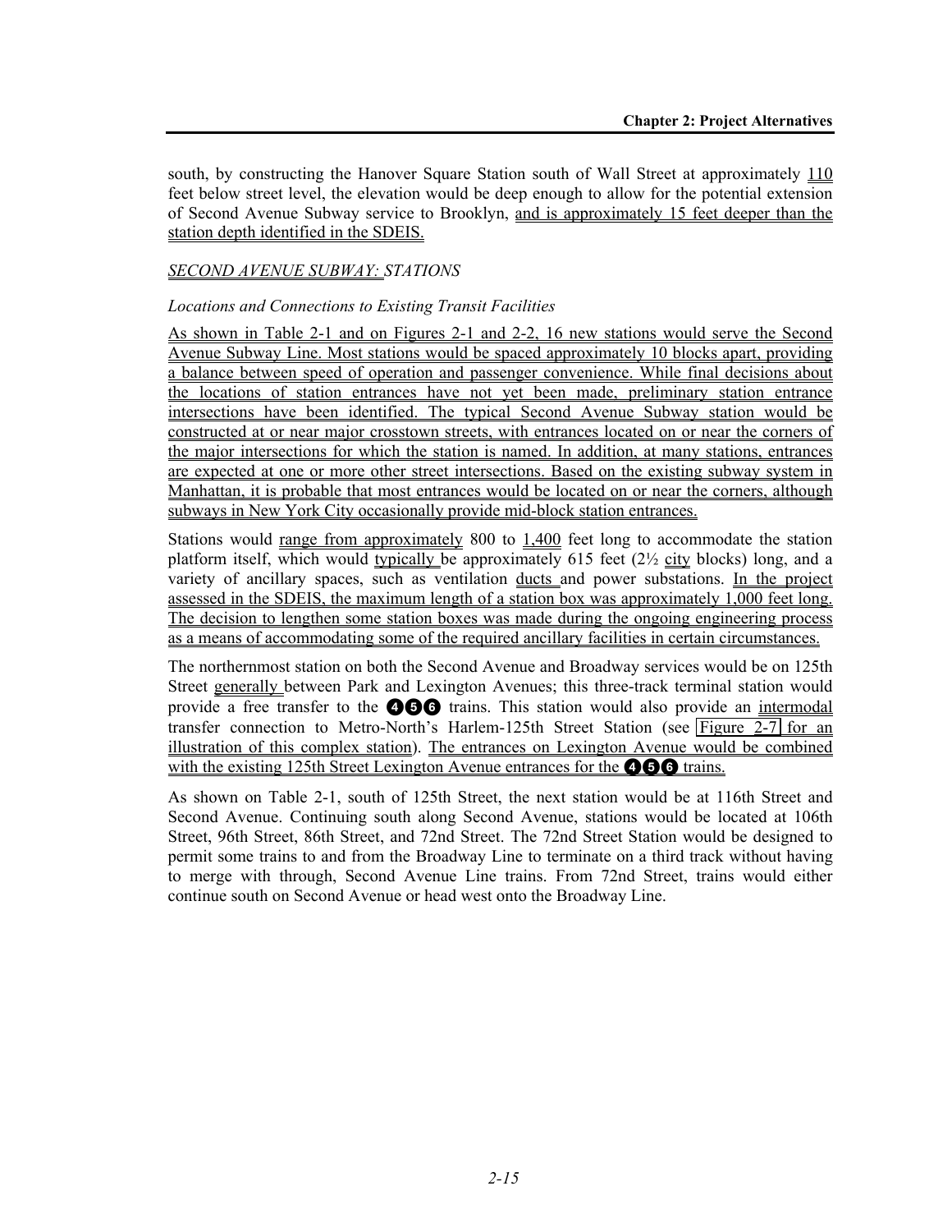south, by constructing the Hanover Square Station south of Wall Street at approximately 110 feet below street level, the elevation would be deep enough to allow for the potential extension of Second Avenue Subway service to Brooklyn, and is approximately 15 feet deeper than the station depth identified in the SDEIS.

*SECOND AVENUE SUBWAY: STATIONS*

*Locations and Connections to Existing Transit Facilities*

As shown in Table 2-1 and on Figures 2-1 and 2-2, 16 new stations would serve the Second Avenue Subway Line. Most stations would be spaced approximately 10 blocks apart, providing a balance between speed of operation and passenger convenience. While final decisions about the locations of station entrances have not yet been made, preliminary station entrance intersections have been identified. The typical Second Avenue Subway station would be constructed at or near major crosstown streets, with entrances located on or near the corners of the major intersections for which the station is named. In addition, at many stations, entrances are expected at one or more other street intersections. Based on the existing subway system in Manhattan, it is probable that most entrances would be located on or near the corners, although subways in New York City occasionally provide mid-block station entrances.

Stations would range from approximately 800 to 1,400 feet long to accommodate the station platform itself, which would typically be approximately 615 feet (2½ city blocks) long, and a variety of ancillary spaces, such as ventilation ducts and power substations. In the project assessed in the SDEIS, the maximum length of a station box was approximately 1,000 feet long. The decision to lengthen some station boxes was made during the ongoing engineering process as a means of accommodating some of the required ancillary facilities in certain circumstances.

The northernmost station on both the Second Avenue and Broadway services would be on 125th Street generally between Park and Lexington Avenues; this three-track terminal station would provide a free transfer to the 4 5 6 trains. This station would also provide an intermodal transfer connection to Metro-North's Harlem-125th Street Station (see Figure 2-7 for an illustration of this complex station). The entrances on Lexington Avenue would be combined with the existing 125th Street Lexington Avenue entrances for the 4 5 6 trains.

As shown on Table 2-1, south of 125th Street, the next station would be at 116th Street and Second Avenue. Continuing south along Second Avenue, stations would be located at 106th Street, 96th Street, 86th Street, and 72nd Street. The 72nd Street Station would be designed to permit some trains to and from the Broadway Line to terminate on a third track without having to merge with through, Second Avenue Line trains. From 72nd Street, trains would either continue south on Second Avenue or head west onto the Broadway Line.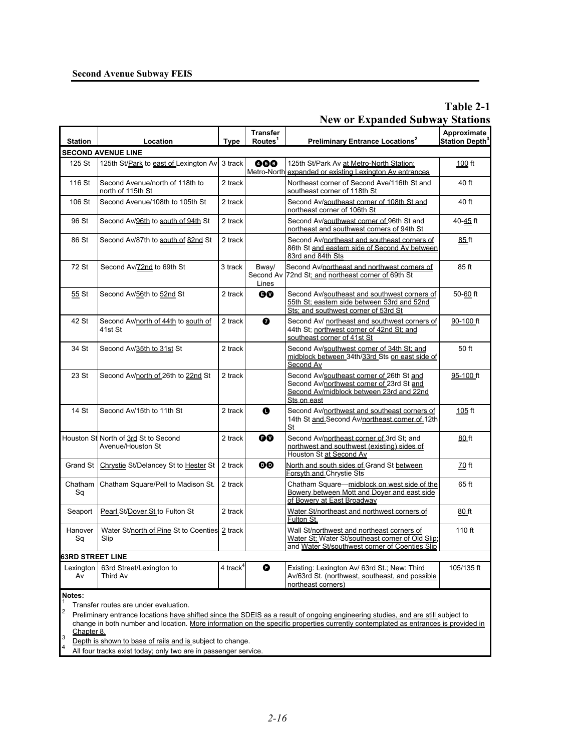# Table 2-1
## New or Expanded Subway Stations

| Station | Location | Type | Transfer Routes[1] | Preliminary Entrance Locations[2] | Approximate Station Depth[3] |
|---|---|---|---|---|---|
| **SECOND AVENUE LINE** | | | | | |
| 125 St | 125th St/Park to east of Lexington Av | 3 track | 4 5 6 Metro-North | 125th St/Park Av at Metro-North Station; expanded or existing Lexington Av entrances | 100 ft |
| 116 St | Second Avenue/north of 118th to north of 115th St | 2 track | | Northeast corner of Second Ave/116th St and southeast corner of 118th St | 40 ft |
| 106 St | Second Avenue/108th to 105th St | 2 track | | Second Av/southeast corner of 108th St and northeast corner of 106th St | 40 ft |
| 96 St | Second Av/96th to south of 94th St | 2 track | | Second Av/southwest corner of 96th St and northeast and southwest corners of 94th St | 40-45 ft |
| 86 St | Second Av/87th to south of 82nd St | 2 track | | Second Av/northeast and southeast corners of 86th St and eastern side of Second Av between 83rd and 84th Sts | 85 ft |
| 72 St | Second Av/72nd to 69th St | 3 track | Bway/ Second Av Lines | Second Av/northeast and northwest corners of 72nd St; and northeast corner of 69th St | 85 ft |
| 55 St | Second Av/56th to 52nd St | 2 track | E V | Second Av/southeast and southwest corners of 55th St; eastern side between 53rd and 52nd Sts; and southwest corner of 53rd St | 50-60 ft |
| 42 St | Second Av/north of 44th to south of 41st St | 2 track | 7 | Second Av/ northeast and southwest corners of 44th St; northwest corner of 42nd St; and southeast corner of 41st St | 90-100 ft |
| 34 St | Second Av/35th to 31st St | 2 track | | Second Av/southwest corner of 34th St; and midblock between 34th/33rd Sts on east side of Second Av | 50 ft |
| 23 St | Second Av/north of 26th to 22nd St | 2 track | | Second Av/southeast corner of 26th St and Second Av/northwest corner of 23rd St and Second Av/midblock between 23rd and 22nd Sts on east | 95-100 ft |
| 14 St | Second Av/15th to 11th St | 2 track | L | Second Av/northwest and southeast corners of 14th St and Second Av/northeast corner of 12th St | 105 ft |
| Houston St | North of 3rd St to Second Avenue/Houston St | 2 track | F V | Second Av/northeast corner of 3rd St; and northwest and southwest (existing) sides of Houston St at Second Av | 80 ft |
| Grand St | Chrystie St/Delancey St to Hester St | 2 track | B D | North and south sides of Grand St between Forsyth and Chrystie Sts | 70 ft |
| Chatham Sq | Chatham Square/Pell to Madison St. | 2 track | | Chatham Square—midblock on west side of the Bowery between Mott and Doyer and east side of Bowery at East Broadway | 65 ft |
| Seaport | Pearl St/Dover St to Fulton St | 2 track | | Water St/northeast and northwest corners of Fulton St. | 80 ft |
| Hanover Sq | Water St/north of Pine St to Coenties Slip | 2 track | | Wall St/northwest and northeast corners of Water St; Water St/southeast corner of Old Slip; and Water St/southwest corner of Coenties Slip | 110 ft |
| **63RD STREET LINE** | | | | | |
| Lexington Av | 63rd Street/Lexington to Third Av | 4 track[4] | F | Existing: Lexington Av/ 63rd St.; New: Third Av/63rd St. (northwest, southeast, and possible northeast corners) | 105/135 ft |

**Notes:**

1 Transfer routes are under evaluation.

2 Preliminary entrance locations have shifted since the SDEIS as a result of ongoing engineering studies, and are still subject to change in both number and location. More information on the specific properties currently contemplated as entrances is provided in Chapter 8.

3 Depth is shown to base of rails and is subject to change.

4 All four tracks exist today; only two are in passenger service.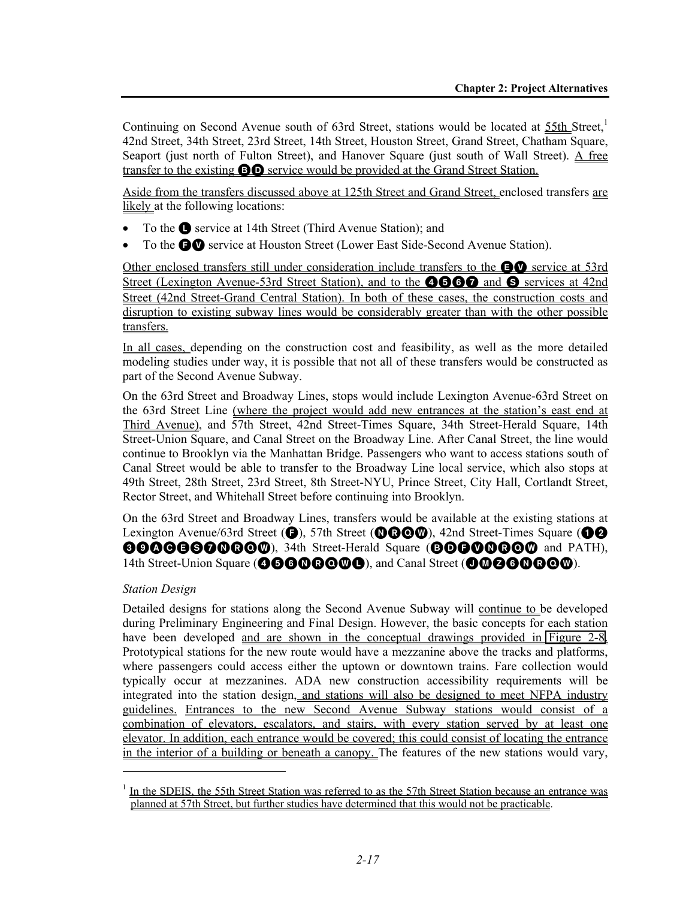Continuing on Second Avenue south of 63rd Street, stations would be located at 55th Street,[1] 42nd Street, 34th Street, 23rd Street, 14th Street, Houston Street, Grand Street, Chatham Square, Seaport (just north of Fulton Street), and Hanover Square (just south of Wall Street). A free transfer to the existing B D service would be provided at the Grand Street Station.

Aside from the transfers discussed above at 125th Street and Grand Street, enclosed transfers are likely at the following locations:

- To the L service at 14th Street (Third Avenue Station); and
- To the F V service at Houston Street (Lower East Side-Second Avenue Station).

Other enclosed transfers still under consideration include transfers to the E V service at 53rd Street (Lexington Avenue-53rd Street Station), and to the 4 5 6 7 and S services at 42nd Street (42nd Street-Grand Central Station). In both of these cases, the construction costs and disruption to existing subway lines would be considerably greater than with the other possible transfers.

In all cases, depending on the construction cost and feasibility, as well as the more detailed modeling studies under way, it is possible that not all of these transfers would be constructed as part of the Second Avenue Subway.

On the 63rd Street and Broadway Lines, stops would include Lexington Avenue-63rd Street on the 63rd Street Line (where the project would add new entrances at the station's east end at Third Avenue), and 57th Street, 42nd Street-Times Square, 34th Street-Herald Square, 14th Street-Union Square, and Canal Street on the Broadway Line. After Canal Street, the line would continue to Brooklyn via the Manhattan Bridge. Passengers who want to access stations south of Canal Street would be able to transfer to the Broadway Line local service, which also stops at 49th Street, 28th Street, 23rd Street, 8th Street-NYU, Prince Street, City Hall, Cortlandt Street, Rector Street, and Whitehall Street before continuing into Brooklyn.

On the 63rd Street and Broadway Lines, transfers would be available at the existing stations at Lexington Avenue/63rd Street (F), 57th Street (N R Q W), 42nd Street-Times Square (1 2 3 9 A C E S 7 N R Q W), 34th Street-Herald Square (B D F V N R Q W and PATH), 14th Street-Union Square (4 5 6 N R Q W L), and Canal Street (J M Z 6 N R Q W).

*Station Design*

Detailed designs for stations along the Second Avenue Subway will continue to be developed during Preliminary Engineering and Final Design. However, the basic concepts for each station have been developed and are shown in the conceptual drawings provided in Figure 2-8. Prototypical stations for the new route would have a mezzanine above the tracks and platforms, where passengers could access either the uptown or downtown trains. Fare collection would typically occur at mezzanines. ADA new construction accessibility requirements will be integrated into the station design, and stations will also be designed to meet NFPA industry guidelines. Entrances to the new Second Avenue Subway stations would consist of a combination of elevators, escalators, and stairs, with every station served by at least one elevator. In addition, each entrance would be covered; this could consist of locating the entrance in the interior of a building or beneath a canopy. The features of the new stations would vary,

[1] In the SDEIS, the 55th Street Station was referred to as the 57th Street Station because an entrance was planned at 57th Street, but further studies have determined that this would not be practicable.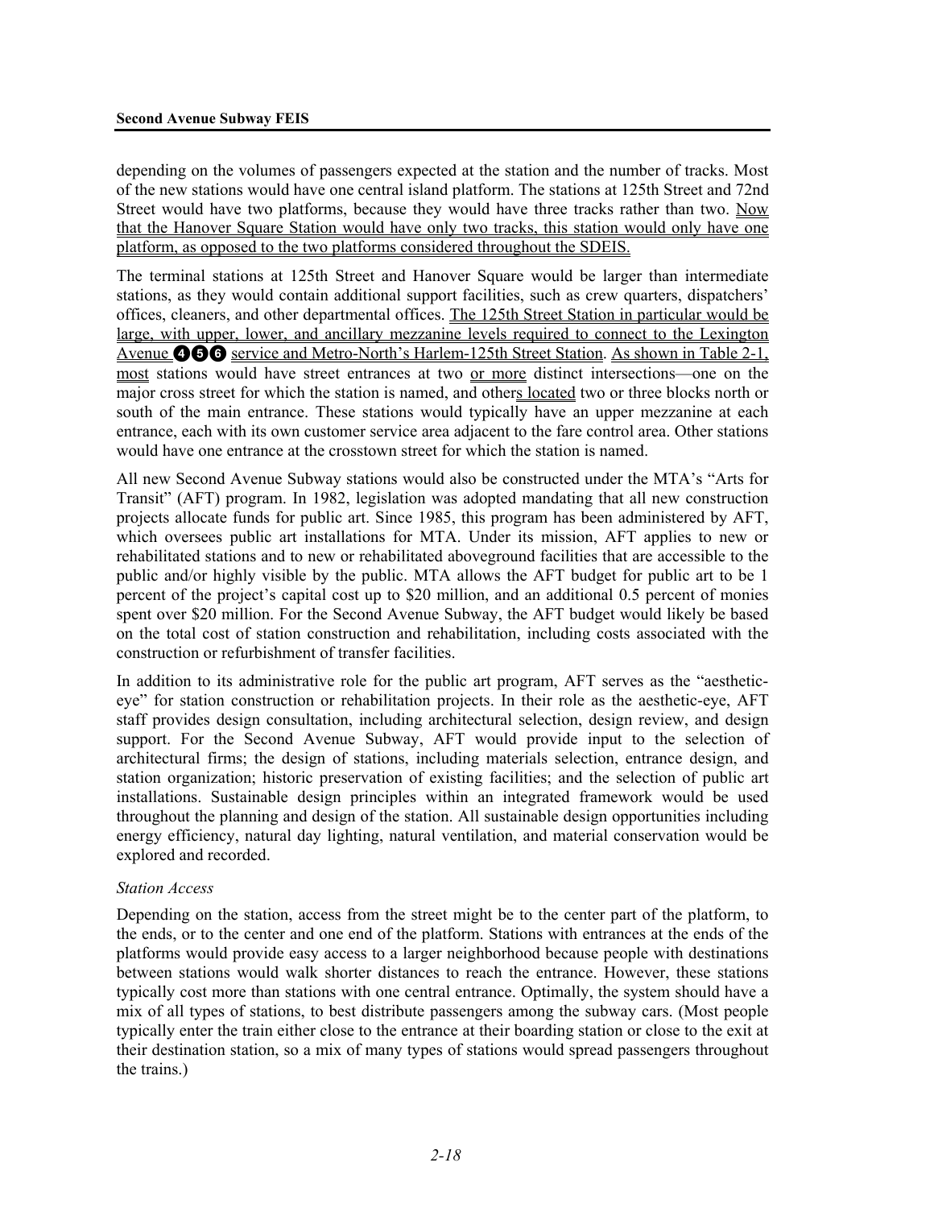depending on the volumes of passengers expected at the station and the number of tracks. Most of the new stations would have one central island platform. The stations at 125th Street and 72nd Street would have two platforms, because they would have three tracks rather than two. Now that the Hanover Square Station would have only two tracks, this station would only have one platform, as opposed to the two platforms considered throughout the SDEIS.

The terminal stations at 125th Street and Hanover Square would be larger than intermediate stations, as they would contain additional support facilities, such as crew quarters, dispatchers' offices, cleaners, and other departmental offices. The 125th Street Station in particular would be large, with upper, lower, and ancillary mezzanine levels required to connect to the Lexington Avenue 4 5 6 service and Metro-North's Harlem-125th Street Station. As shown in Table 2-1, most stations would have street entrances at two or more distinct intersections—one on the major cross street for which the station is named, and others located two or three blocks north or south of the main entrance. These stations would typically have an upper mezzanine at each entrance, each with its own customer service area adjacent to the fare control area. Other stations would have one entrance at the crosstown street for which the station is named.

All new Second Avenue Subway stations would also be constructed under the MTA's "Arts for Transit" (AFT) program. In 1982, legislation was adopted mandating that all new construction projects allocate funds for public art. Since 1985, this program has been administered by AFT, which oversees public art installations for MTA. Under its mission, AFT applies to new or rehabilitated stations and to new or rehabilitated aboveground facilities that are accessible to the public and/or highly visible by the public. MTA allows the AFT budget for public art to be 1 percent of the project's capital cost up to $20 million, and an additional 0.5 percent of monies spent over $20 million. For the Second Avenue Subway, the AFT budget would likely be based on the total cost of station construction and rehabilitation, including costs associated with the construction or refurbishment of transfer facilities.

In addition to its administrative role for the public art program, AFT serves as the "aesthetic-eye" for station construction or rehabilitation projects. In their role as the aesthetic-eye, AFT staff provides design consultation, including architectural selection, design review, and design support. For the Second Avenue Subway, AFT would provide input to the selection of architectural firms; the design of stations, including materials selection, entrance design, and station organization; historic preservation of existing facilities; and the selection of public art installations. Sustainable design principles within an integrated framework would be used throughout the planning and design of the station. All sustainable design opportunities including energy efficiency, natural day lighting, natural ventilation, and material conservation would be explored and recorded.

*Station Access*

Depending on the station, access from the street might be to the center part of the platform, to the ends, or to the center and one end of the platform. Stations with entrances at the ends of the platforms would provide easy access to a larger neighborhood because people with destinations between stations would walk shorter distances to reach the entrance. However, these stations typically cost more than stations with one central entrance. Optimally, the system should have a mix of all types of stations, to best distribute passengers among the subway cars. (Most people typically enter the train either close to the entrance at their boarding station or close to the exit at their destination station, so a mix of many types of stations would spread passengers throughout the trains.)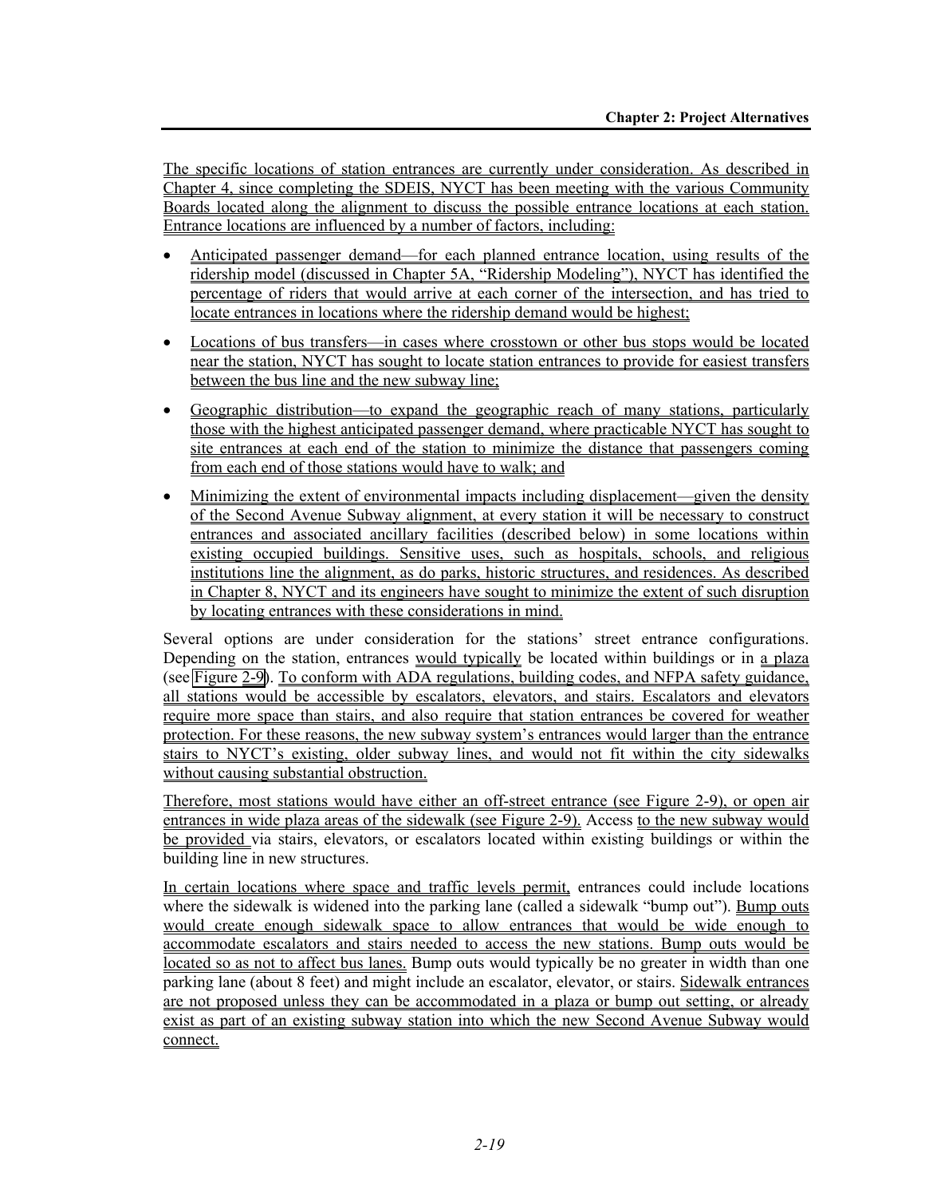The specific locations of station entrances are currently under consideration. As described in Chapter 4, since completing the SDEIS, NYCT has been meeting with the various Community Boards located along the alignment to discuss the possible entrance locations at each station. Entrance locations are influenced by a number of factors, including:

- Anticipated passenger demand—for each planned entrance location, using results of the ridership model (discussed in Chapter 5A, "Ridership Modeling"), NYCT has identified the percentage of riders that would arrive at each corner of the intersection, and has tried to locate entrances in locations where the ridership demand would be highest;
- Locations of bus transfers—in cases where crosstown or other bus stops would be located near the station, NYCT has sought to locate station entrances to provide for easiest transfers between the bus line and the new subway line;
- Geographic distribution—to expand the geographic reach of many stations, particularly those with the highest anticipated passenger demand, where practicable NYCT has sought to site entrances at each end of the station to minimize the distance that passengers coming from each end of those stations would have to walk; and
- Minimizing the extent of environmental impacts including displacement—given the density of the Second Avenue Subway alignment, at every station it will be necessary to construct entrances and associated ancillary facilities (described below) in some locations within existing occupied buildings. Sensitive uses, such as hospitals, schools, and religious institutions line the alignment, as do parks, historic structures, and residences. As described in Chapter 8, NYCT and its engineers have sought to minimize the extent of such disruption by locating entrances with these considerations in mind.

Several options are under consideration for the stations' street entrance configurations. Depending on the station, entrances would typically be located within buildings or in a plaza (see Figure 2-9). To conform with ADA regulations, building codes, and NFPA safety guidance, all stations would be accessible by escalators, elevators, and stairs. Escalators and elevators require more space than stairs, and also require that station entrances be covered for weather protection. For these reasons, the new subway system's entrances would larger than the entrance stairs to NYCT's existing, older subway lines, and would not fit within the city sidewalks without causing substantial obstruction.

Therefore, most stations would have either an off-street entrance (see Figure 2-9), or open air entrances in wide plaza areas of the sidewalk (see Figure 2-9). Access to the new subway would be provided via stairs, elevators, or escalators located within existing buildings or within the building line in new structures.

In certain locations where space and traffic levels permit, entrances could include locations where the sidewalk is widened into the parking lane (called a sidewalk "bump out"). Bump outs would create enough sidewalk space to allow entrances that would be wide enough to accommodate escalators and stairs needed to access the new stations. Bump outs would be located so as not to affect bus lanes. Bump outs would typically be no greater in width than one parking lane (about 8 feet) and might include an escalator, elevator, or stairs. Sidewalk entrances are not proposed unless they can be accommodated in a plaza or bump out setting, or already exist as part of an existing subway station into which the new Second Avenue Subway would connect.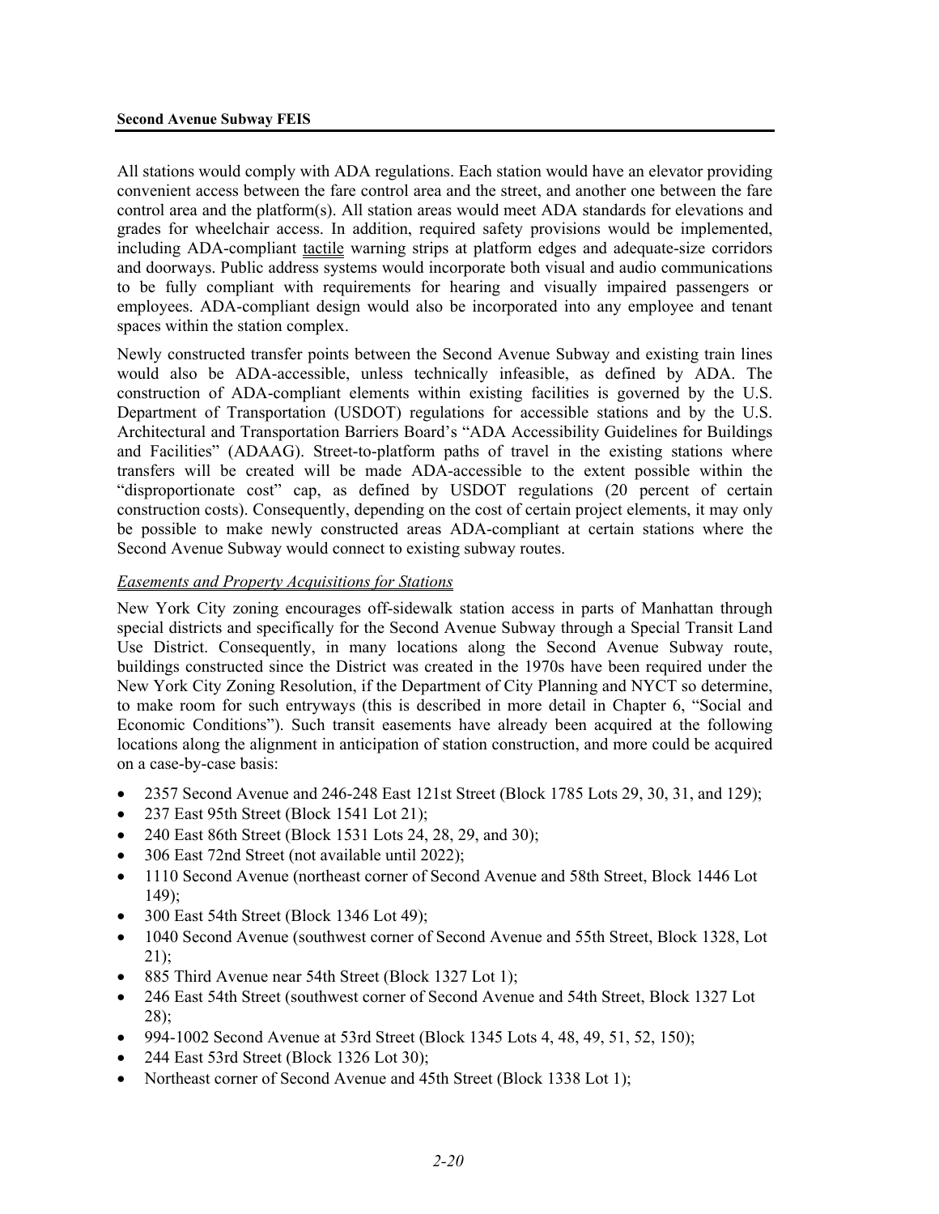All stations would comply with ADA regulations. Each station would have an elevator providing convenient access between the fare control area and the street, and another one between the fare control area and the platform(s). All station areas would meet ADA standards for elevations and grades for wheelchair access. In addition, required safety provisions would be implemented, including ADA-compliant tactile warning strips at platform edges and adequate-size corridors and doorways. Public address systems would incorporate both visual and audio communications to be fully compliant with requirements for hearing and visually impaired passengers or employees. ADA-compliant design would also be incorporated into any employee and tenant spaces within the station complex.

Newly constructed transfer points between the Second Avenue Subway and existing train lines would also be ADA-accessible, unless technically infeasible, as defined by ADA. The construction of ADA-compliant elements within existing facilities is governed by the U.S. Department of Transportation (USDOT) regulations for accessible stations and by the U.S. Architectural and Transportation Barriers Board's "ADA Accessibility Guidelines for Buildings and Facilities" (ADAAG). Street-to-platform paths of travel in the existing stations where transfers will be created will be made ADA-accessible to the extent possible within the "disproportionate cost" cap, as defined by USDOT regulations (20 percent of certain construction costs). Consequently, depending on the cost of certain project elements, it may only be possible to make newly constructed areas ADA-compliant at certain stations where the Second Avenue Subway would connect to existing subway routes.

*Easements and Property Acquisitions for Stations*

New York City zoning encourages off-sidewalk station access in parts of Manhattan through special districts and specifically for the Second Avenue Subway through a Special Transit Land Use District. Consequently, in many locations along the Second Avenue Subway route, buildings constructed since the District was created in the 1970s have been required under the New York City Zoning Resolution, if the Department of City Planning and NYCT so determine, to make room for such entryways (this is described in more detail in Chapter 6, "Social and Economic Conditions"). Such transit easements have already been acquired at the following locations along the alignment in anticipation of station construction, and more could be acquired on a case-by-case basis:

- 2357 Second Avenue and 246-248 East 121st Street (Block 1785 Lots 29, 30, 31, and 129);
- 237 East 95th Street (Block 1541 Lot 21);
- 240 East 86th Street (Block 1531 Lots 24, 28, 29, and 30);
- 306 East 72nd Street (not available until 2022);
- 1110 Second Avenue (northeast corner of Second Avenue and 58th Street, Block 1446 Lot 149);
- 300 East 54th Street (Block 1346 Lot 49);
- 1040 Second Avenue (southwest corner of Second Avenue and 55th Street, Block 1328, Lot 21);
- 885 Third Avenue near 54th Street (Block 1327 Lot 1);
- 246 East 54th Street (southwest corner of Second Avenue and 54th Street, Block 1327 Lot 28);
- 994-1002 Second Avenue at 53rd Street (Block 1345 Lots 4, 48, 49, 51, 52, 150);
- 244 East 53rd Street (Block 1326 Lot 30);
- Northeast corner of Second Avenue and 45th Street (Block 1338 Lot 1);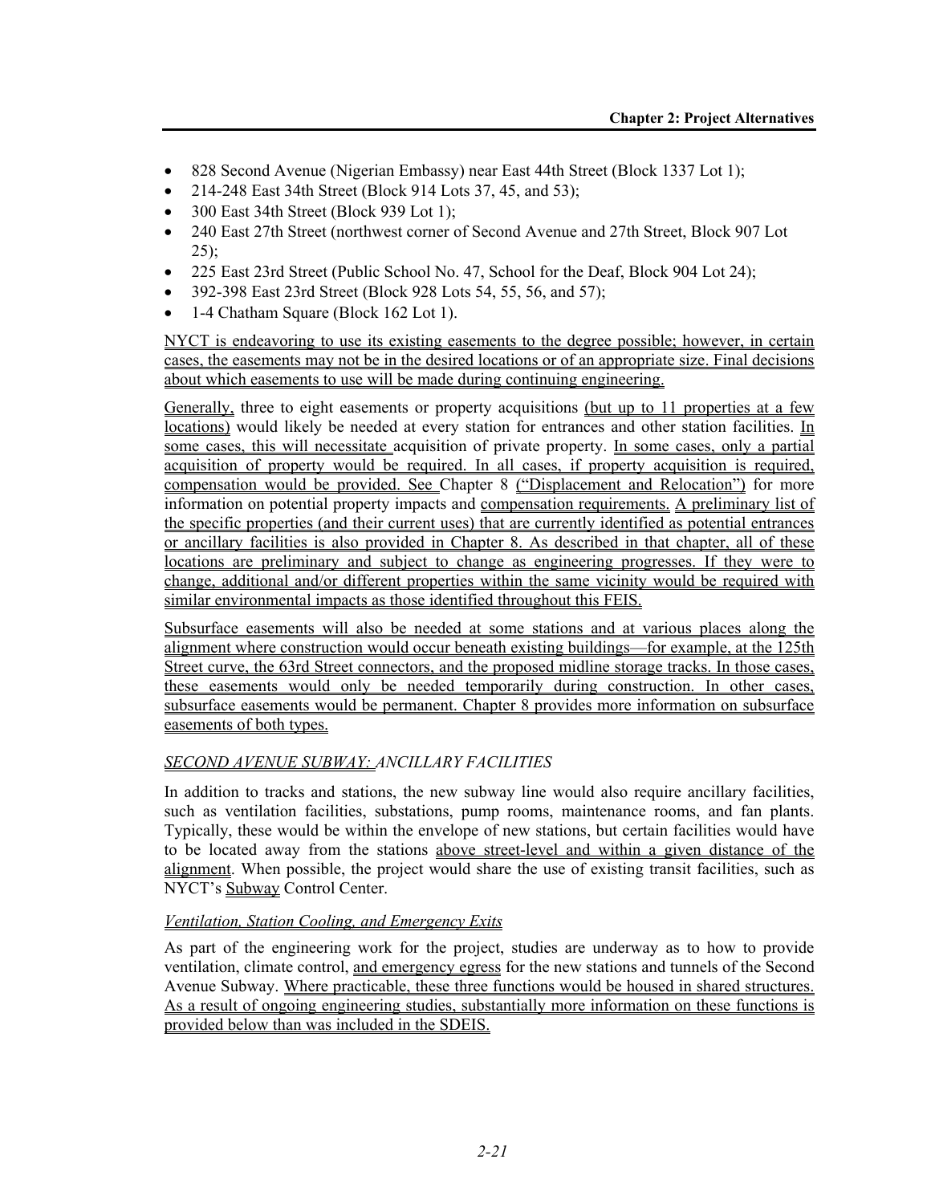- 828 Second Avenue (Nigerian Embassy) near East 44th Street (Block 1337 Lot 1);
- 214-248 East 34th Street (Block 914 Lots 37, 45, and 53);
- 300 East 34th Street (Block 939 Lot 1);
- 240 East 27th Street (northwest corner of Second Avenue and 27th Street, Block 907 Lot 25);
- 225 East 23rd Street (Public School No. 47, School for the Deaf, Block 904 Lot 24);
- 392-398 East 23rd Street (Block 928 Lots 54, 55, 56, and 57);
- 1-4 Chatham Square (Block 162 Lot 1).

NYCT is endeavoring to use its existing easements to the degree possible; however, in certain cases, the easements may not be in the desired locations or of an appropriate size. Final decisions about which easements to use will be made during continuing engineering.

Generally, three to eight easements or property acquisitions (but up to 11 properties at a few locations) would likely be needed at every station for entrances and other station facilities. In some cases, this will necessitate acquisition of private property. In some cases, only a partial acquisition of property would be required. In all cases, if property acquisition is required, compensation would be provided. See Chapter 8 ("Displacement and Relocation") for more information on potential property impacts and compensation requirements. A preliminary list of the specific properties (and their current uses) that are currently identified as potential entrances or ancillary facilities is also provided in Chapter 8. As described in that chapter, all of these locations are preliminary and subject to change as engineering progresses. If they were to change, additional and/or different properties within the same vicinity would be required with similar environmental impacts as those identified throughout this FEIS.

Subsurface easements will also be needed at some stations and at various places along the alignment where construction would occur beneath existing buildings—for example, at the 125th Street curve, the 63rd Street connectors, and the proposed midline storage tracks. In those cases, these easements would only be needed temporarily during construction. In other cases, subsurface easements would be permanent. Chapter 8 provides more information on subsurface easements of both types.

*SECOND AVENUE SUBWAY: ANCILLARY FACILITIES*

In addition to tracks and stations, the new subway line would also require ancillary facilities, such as ventilation facilities, substations, pump rooms, maintenance rooms, and fan plants. Typically, these would be within the envelope of new stations, but certain facilities would have to be located away from the stations above street-level and within a given distance of the alignment. When possible, the project would share the use of existing transit facilities, such as NYCT's Subway Control Center.

*Ventilation, Station Cooling, and Emergency Exits*

As part of the engineering work for the project, studies are underway as to how to provide ventilation, climate control, and emergency egress for the new stations and tunnels of the Second Avenue Subway. Where practicable, these three functions would be housed in shared structures. As a result of ongoing engineering studies, substantially more information on these functions is provided below than was included in the SDEIS.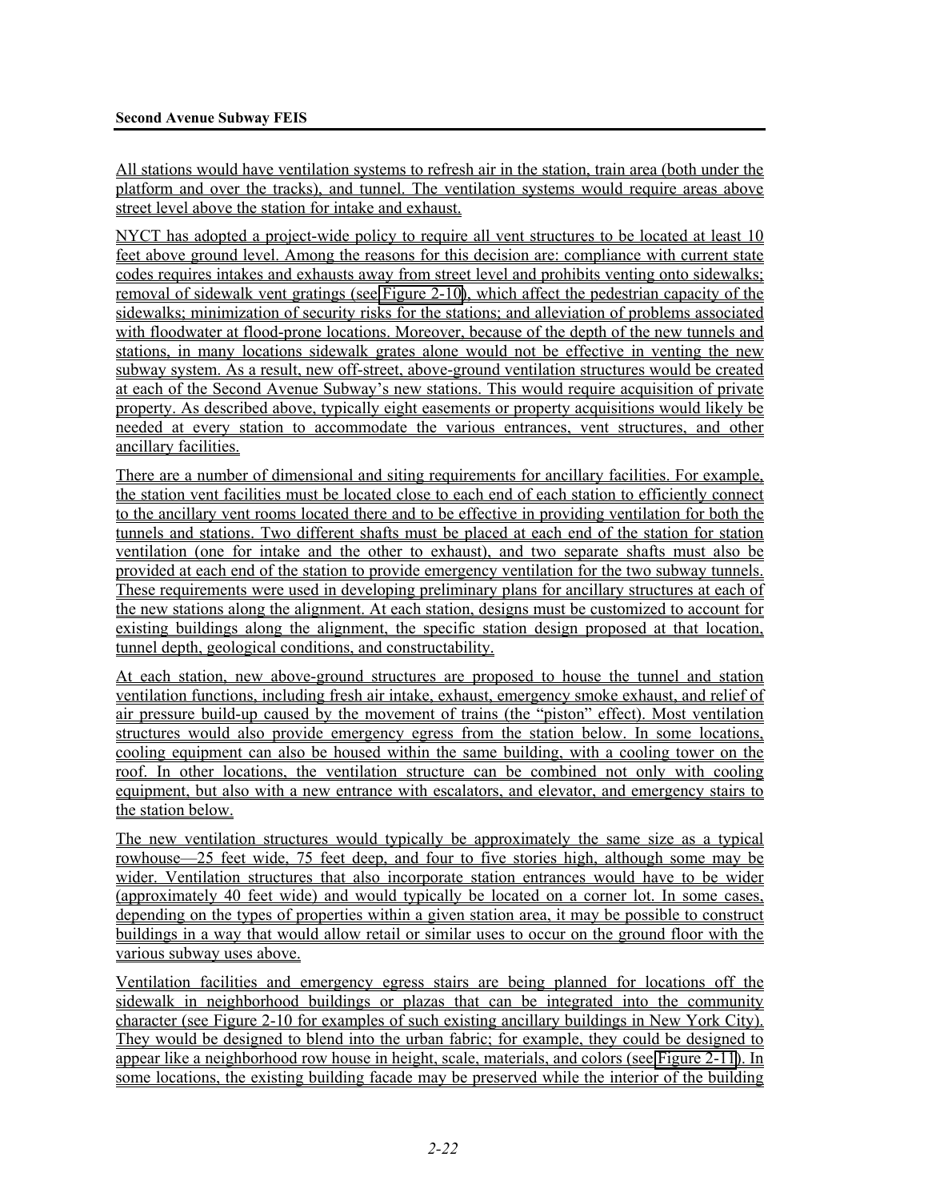All stations would have ventilation systems to refresh air in the station, train area (both under the platform and over the tracks), and tunnel. The ventilation systems would require areas above street level above the station for intake and exhaust.

NYCT has adopted a project-wide policy to require all vent structures to be located at least 10 feet above ground level. Among the reasons for this decision are: compliance with current state codes requires intakes and exhausts away from street level and prohibits venting onto sidewalks; removal of sidewalk vent gratings (see Figure 2-10), which affect the pedestrian capacity of the sidewalks; minimization of security risks for the stations; and alleviation of problems associated with floodwater at flood-prone locations. Moreover, because of the depth of the new tunnels and stations, in many locations sidewalk grates alone would not be effective in venting the new subway system. As a result, new off-street, above-ground ventilation structures would be created at each of the Second Avenue Subway's new stations. This would require acquisition of private property. As described above, typically eight easements or property acquisitions would likely be needed at every station to accommodate the various entrances, vent structures, and other ancillary facilities.

There are a number of dimensional and siting requirements for ancillary facilities. For example, the station vent facilities must be located close to each end of each station to efficiently connect to the ancillary vent rooms located there and to be effective in providing ventilation for both the tunnels and stations. Two different shafts must be placed at each end of the station for station ventilation (one for intake and the other to exhaust), and two separate shafts must also be provided at each end of the station to provide emergency ventilation for the two subway tunnels. These requirements were used in developing preliminary plans for ancillary structures at each of the new stations along the alignment. At each station, designs must be customized to account for existing buildings along the alignment, the specific station design proposed at that location, tunnel depth, geological conditions, and constructability.

At each station, new above-ground structures are proposed to house the tunnel and station ventilation functions, including fresh air intake, exhaust, emergency smoke exhaust, and relief of air pressure build-up caused by the movement of trains (the "piston" effect). Most ventilation structures would also provide emergency egress from the station below. In some locations, cooling equipment can also be housed within the same building, with a cooling tower on the roof. In other locations, the ventilation structure can be combined not only with cooling equipment, but also with a new entrance with escalators, and elevator, and emergency stairs to the station below.

The new ventilation structures would typically be approximately the same size as a typical rowhouse—25 feet wide, 75 feet deep, and four to five stories high, although some may be wider. Ventilation structures that also incorporate station entrances would have to be wider (approximately 40 feet wide) and would typically be located on a corner lot. In some cases, depending on the types of properties within a given station area, it may be possible to construct buildings in a way that would allow retail or similar uses to occur on the ground floor with the various subway uses above.

Ventilation facilities and emergency egress stairs are being planned for locations off the sidewalk in neighborhood buildings or plazas that can be integrated into the community character (see Figure 2-10 for examples of such existing ancillary buildings in New York City). They would be designed to blend into the urban fabric; for example, they could be designed to appear like a neighborhood row house in height, scale, materials, and colors (see Figure 2-11). In some locations, the existing building facade may be preserved while the interior of the building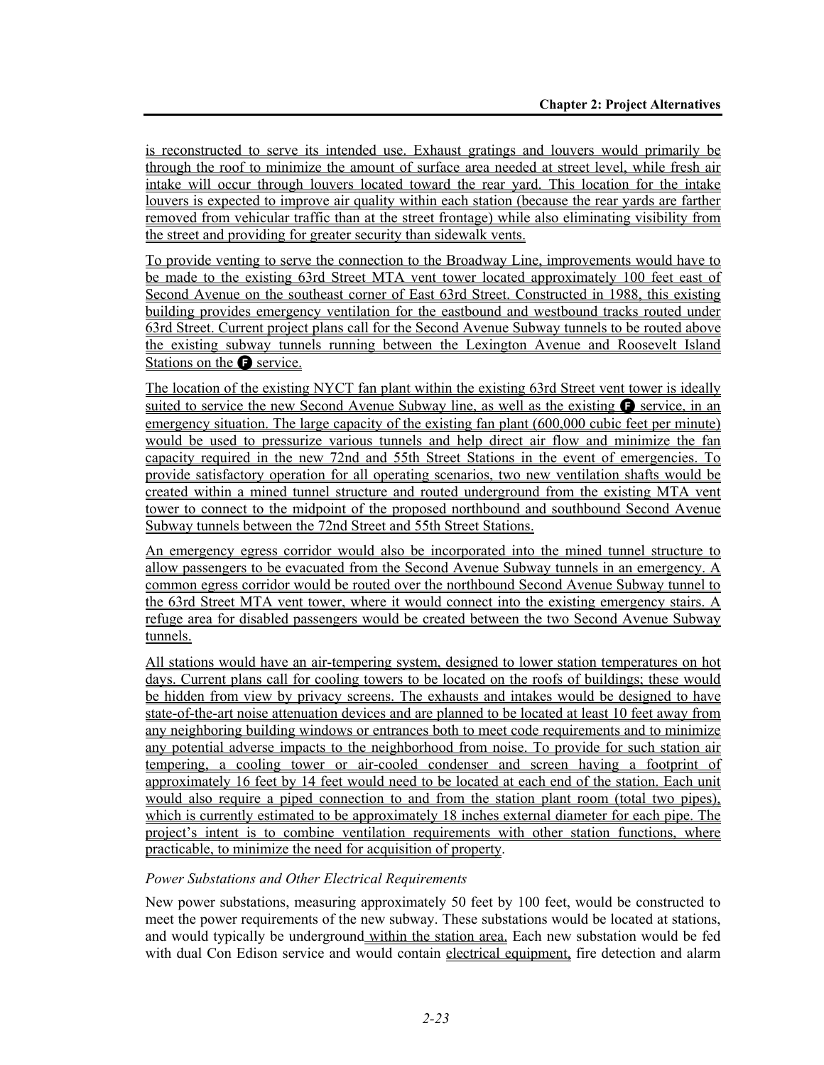is reconstructed to serve its intended use. Exhaust gratings and louvers would primarily be through the roof to minimize the amount of surface area needed at street level, while fresh air intake will occur through louvers located toward the rear yard. This location for the intake louvers is expected to improve air quality within each station (because the rear yards are farther removed from vehicular traffic than at the street frontage) while also eliminating visibility from the street and providing for greater security than sidewalk vents.

To provide venting to serve the connection to the Broadway Line, improvements would have to be made to the existing 63rd Street MTA vent tower located approximately 100 feet east of Second Avenue on the southeast corner of East 63rd Street. Constructed in 1988, this existing building provides emergency ventilation for the eastbound and westbound tracks routed under 63rd Street. Current project plans call for the Second Avenue Subway tunnels to be routed above the existing subway tunnels running between the Lexington Avenue and Roosevelt Island Stations on the F service.

The location of the existing NYCT fan plant within the existing 63rd Street vent tower is ideally suited to service the new Second Avenue Subway line, as well as the existing F service, in an emergency situation. The large capacity of the existing fan plant (600,000 cubic feet per minute) would be used to pressurize various tunnels and help direct air flow and minimize the fan capacity required in the new 72nd and 55th Street Stations in the event of emergencies. To provide satisfactory operation for all operating scenarios, two new ventilation shafts would be created within a mined tunnel structure and routed underground from the existing MTA vent tower to connect to the midpoint of the proposed northbound and southbound Second Avenue Subway tunnels between the 72nd Street and 55th Street Stations.

An emergency egress corridor would also be incorporated into the mined tunnel structure to allow passengers to be evacuated from the Second Avenue Subway tunnels in an emergency. A common egress corridor would be routed over the northbound Second Avenue Subway tunnel to the 63rd Street MTA vent tower, where it would connect into the existing emergency stairs. A refuge area for disabled passengers would be created between the two Second Avenue Subway tunnels.

All stations would have an air-tempering system, designed to lower station temperatures on hot days. Current plans call for cooling towers to be located on the roofs of buildings; these would be hidden from view by privacy screens. The exhausts and intakes would be designed to have state-of-the-art noise attenuation devices and are planned to be located at least 10 feet away from any neighboring building windows or entrances both to meet code requirements and to minimize any potential adverse impacts to the neighborhood from noise. To provide for such station air tempering, a cooling tower or air-cooled condenser and screen having a footprint of approximately 16 feet by 14 feet would need to be located at each end of the station. Each unit would also require a piped connection to and from the station plant room (total two pipes), which is currently estimated to be approximately 18 inches external diameter for each pipe. The project's intent is to combine ventilation requirements with other station functions, where practicable, to minimize the need for acquisition of property.

*Power Substations and Other Electrical Requirements*

New power substations, measuring approximately 50 feet by 100 feet, would be constructed to meet the power requirements of the new subway. These substations would be located at stations, and would typically be underground within the station area. Each new substation would be fed with dual Con Edison service and would contain electrical equipment, fire detection and alarm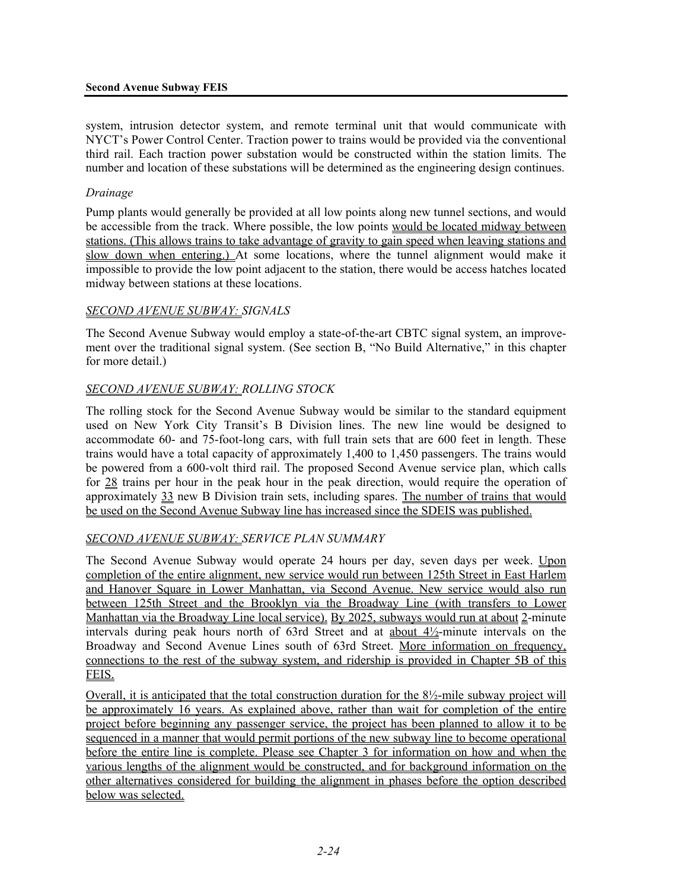system, intrusion detector system, and remote terminal unit that would communicate with NYCT's Power Control Center. Traction power to trains would be provided via the conventional third rail. Each traction power substation would be constructed within the station limits. The number and location of these substations will be determined as the engineering design continues.

*Drainage*

Pump plants would generally be provided at all low points along new tunnel sections, and would be accessible from the track. Where possible, the low points would be located midway between stations. (This allows trains to take advantage of gravity to gain speed when leaving stations and slow down when entering.) At some locations, where the tunnel alignment would make it impossible to provide the low point adjacent to the station, there would be access hatches located midway between stations at these locations.

### *SECOND AVENUE SUBWAY: SIGNALS*

The Second Avenue Subway would employ a state-of-the-art CBTC signal system, an improvement over the traditional signal system. (See section B, "No Build Alternative," in this chapter for more detail.)

### *SECOND AVENUE SUBWAY: ROLLING STOCK*

The rolling stock for the Second Avenue Subway would be similar to the standard equipment used on New York City Transit's B Division lines. The new line would be designed to accommodate 60- and 75-foot-long cars, with full train sets that are 600 feet in length. These trains would have a total capacity of approximately 1,400 to 1,450 passengers. The trains would be powered from a 600-volt third rail. The proposed Second Avenue service plan, which calls for 28 trains per hour in the peak hour in the peak direction, would require the operation of approximately 33 new B Division train sets, including spares. The number of trains that would be used on the Second Avenue Subway line has increased since the SDEIS was published.

### *SECOND AVENUE SUBWAY: SERVICE PLAN SUMMARY*

The Second Avenue Subway would operate 24 hours per day, seven days per week. Upon completion of the entire alignment, new service would run between 125th Street in East Harlem and Hanover Square in Lower Manhattan, via Second Avenue. New service would also run between 125th Street and the Brooklyn via the Broadway Line (with transfers to Lower Manhattan via the Broadway Line local service). By 2025, subways would run at about 2-minute intervals during peak hours north of 63rd Street and at about 4½-minute intervals on the Broadway and Second Avenue Lines south of 63rd Street. More information on frequency, connections to the rest of the subway system, and ridership is provided in Chapter 5B of this FEIS.

Overall, it is anticipated that the total construction duration for the 8½-mile subway project will be approximately 16 years. As explained above, rather than wait for completion of the entire project before beginning any passenger service, the project has been planned to allow it to be sequenced in a manner that would permit portions of the new subway line to become operational before the entire line is complete. Please see Chapter 3 for information on how and when the various lengths of the alignment would be constructed, and for background information on the other alternatives considered for building the alignment in phases before the option described below was selected.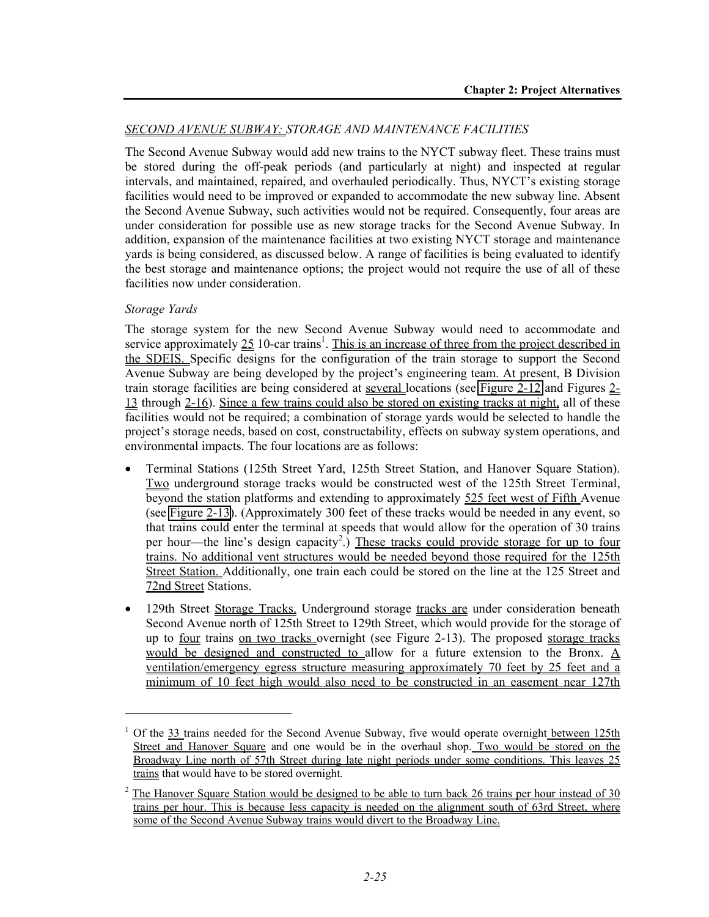*SECOND AVENUE SUBWAY: STORAGE AND MAINTENANCE FACILITIES*

The Second Avenue Subway would add new trains to the NYCT subway fleet. These trains must be stored during the off-peak periods (and particularly at night) and inspected at regular intervals, and maintained, repaired, and overhauled periodically. Thus, NYCT's existing storage facilities would need to be improved or expanded to accommodate the new subway line. Absent the Second Avenue Subway, such activities would not be required. Consequently, four areas are under consideration for possible use as new storage tracks for the Second Avenue Subway. In addition, expansion of the maintenance facilities at two existing NYCT storage and maintenance yards is being considered, as discussed below. A range of facilities is being evaluated to identify the best storage and maintenance options; the project would not require the use of all of these facilities now under consideration.

*Storage Yards*

The storage system for the new Second Avenue Subway would need to accommodate and service approximately 25 10-car trains[1]. This is an increase of three from the project described in the SDEIS. Specific designs for the configuration of the train storage to support the Second Avenue Subway are being developed by the project's engineering team. At present, B Division train storage facilities are being considered at several locations (see Figure 2-12 and Figures 2-13 through 2-16). Since a few trains could also be stored on existing tracks at night, all of these facilities would not be required; a combination of storage yards would be selected to handle the project's storage needs, based on cost, constructability, effects on subway system operations, and environmental impacts. The four locations are as follows:

- Terminal Stations (125th Street Yard, 125th Street Station, and Hanover Square Station). Two underground storage tracks would be constructed west of the 125th Street Terminal, beyond the station platforms and extending to approximately 525 feet west of Fifth Avenue (see Figure 2-13). (Approximately 300 feet of these tracks would be needed in any event, so that trains could enter the terminal at speeds that would allow for the operation of 30 trains per hour—the line's design capacity[2].) These tracks could provide storage for up to four trains. No additional vent structures would be needed beyond those required for the 125th Street Station. Additionally, one train each could be stored on the line at the 125 Street and 72nd Street Stations.
- 129th Street Storage Tracks. Underground storage tracks are under consideration beneath Second Avenue north of 125th Street to 129th Street, which would provide for the storage of up to four trains on two tracks overnight (see Figure 2-13). The proposed storage tracks would be designed and constructed to allow for a future extension to the Bronx. A ventilation/emergency egress structure measuring approximately 70 feet by 25 feet and a minimum of 10 feet high would also need to be constructed in an easement near 127th

---

[1] Of the 33 trains needed for the Second Avenue Subway, five would operate overnight between 125th Street and Hanover Square and one would be in the overhaul shop. Two would be stored on the Broadway Line north of 57th Street during late night periods under some conditions. This leaves 25 trains that would have to be stored overnight.

[2] The Hanover Square Station would be designed to be able to turn back 26 trains per hour instead of 30 trains per hour. This is because less capacity is needed on the alignment south of 63rd Street, where some of the Second Avenue Subway trains would divert to the Broadway Line.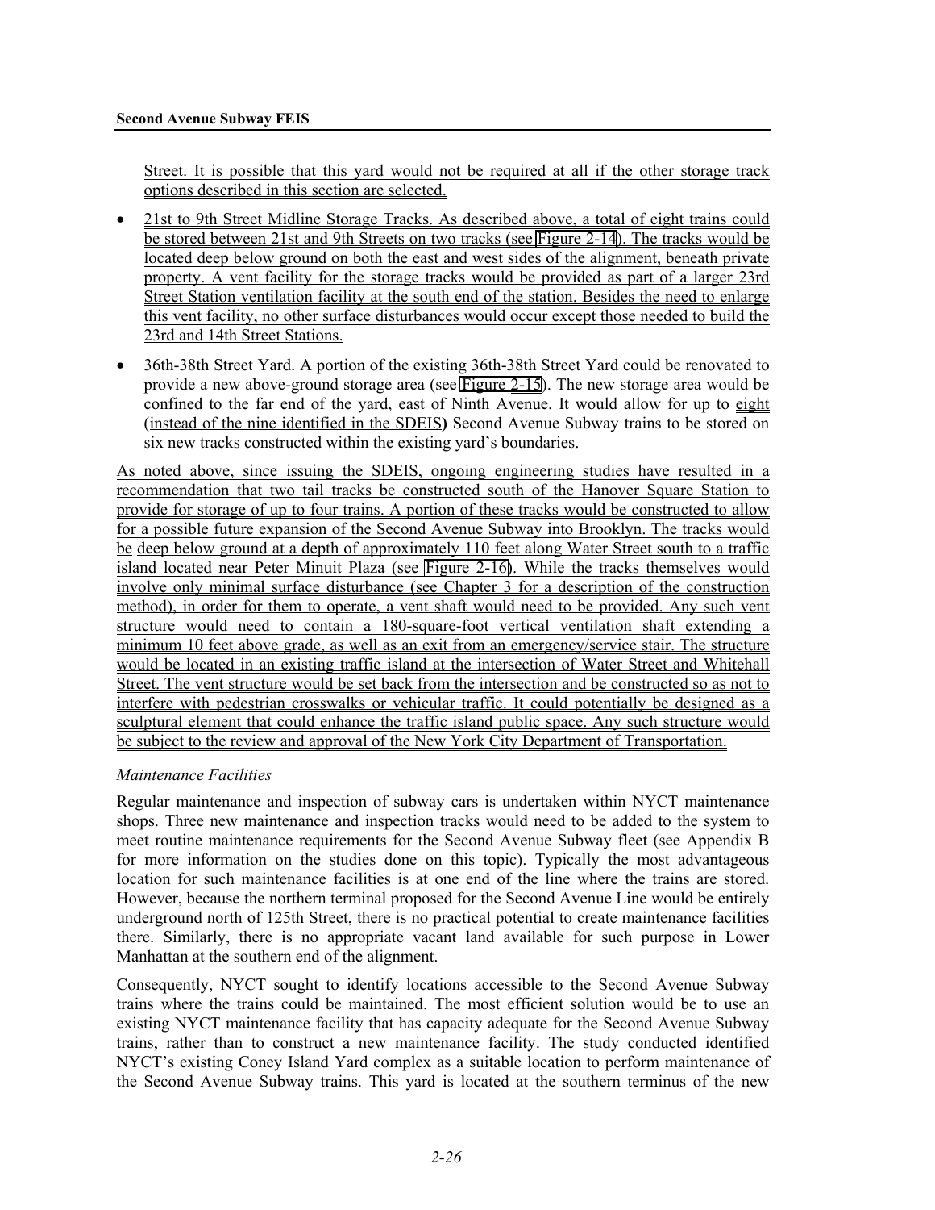Street. It is possible that this yard would not be required at all if the other storage track options described in this section are selected.

- 21st to 9th Street Midline Storage Tracks. As described above, a total of eight trains could be stored between 21st and 9th Streets on two tracks (see Figure 2-14). The tracks would be located deep below ground on both the east and west sides of the alignment, beneath private property. A vent facility for the storage tracks would be provided as part of a larger 23rd Street Station ventilation facility at the south end of the station. Besides the need to enlarge this vent facility, no other surface disturbances would occur except those needed to build the 23rd and 14th Street Stations.
- 36th-38th Street Yard. A portion of the existing 36th-38th Street Yard could be renovated to provide a new above-ground storage area (see Figure 2-15). The new storage area would be confined to the far end of the yard, east of Ninth Avenue. It would allow for up to eight (instead of the nine identified in the SDEIS**)** Second Avenue Subway trains to be stored on six new tracks constructed within the existing yard's boundaries.

As noted above, since issuing the SDEIS, ongoing engineering studies have resulted in a recommendation that two tail tracks be constructed south of the Hanover Square Station to provide for storage of up to four trains. A portion of these tracks would be constructed to allow for a possible future expansion of the Second Avenue Subway into Brooklyn. The tracks would be deep below ground at a depth of approximately 110 feet along Water Street south to a traffic island located near Peter Minuit Plaza (see Figure 2-16). While the tracks themselves would involve only minimal surface disturbance (see Chapter 3 for a description of the construction method), in order for them to operate, a vent shaft would need to be provided. Any such vent structure would need to contain a 180-square-foot vertical ventilation shaft extending a minimum 10 feet above grade, as well as an exit from an emergency/service stair. The structure would be located in an existing traffic island at the intersection of Water Street and Whitehall Street. The vent structure would be set back from the intersection and be constructed so as not to interfere with pedestrian crosswalks or vehicular traffic. It could potentially be designed as a sculptural element that could enhance the traffic island public space. Any such structure would be subject to the review and approval of the New York City Department of Transportation.

*Maintenance Facilities*

Regular maintenance and inspection of subway cars is undertaken within NYCT maintenance shops. Three new maintenance and inspection tracks would need to be added to the system to meet routine maintenance requirements for the Second Avenue Subway fleet (see Appendix B for more information on the studies done on this topic). Typically the most advantageous location for such maintenance facilities is at one end of the line where the trains are stored. However, because the northern terminal proposed for the Second Avenue Line would be entirely underground north of 125th Street, there is no practical potential to create maintenance facilities there. Similarly, there is no appropriate vacant land available for such purpose in Lower Manhattan at the southern end of the alignment.

Consequently, NYCT sought to identify locations accessible to the Second Avenue Subway trains where the trains could be maintained. The most efficient solution would be to use an existing NYCT maintenance facility that has capacity adequate for the Second Avenue Subway trains, rather than to construct a new maintenance facility. The study conducted identified NYCT's existing Coney Island Yard complex as a suitable location to perform maintenance of the Second Avenue Subway trains. This yard is located at the southern terminus of the new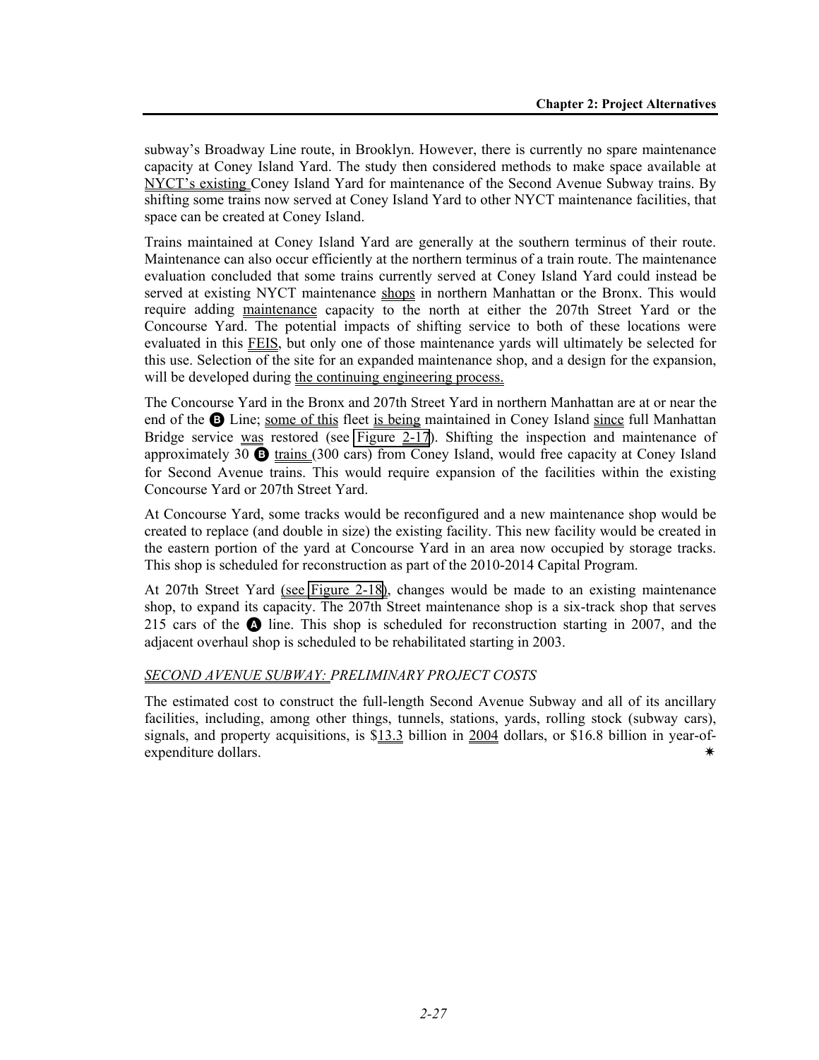subway's Broadway Line route, in Brooklyn. However, there is currently no spare maintenance capacity at Coney Island Yard. The study then considered methods to make space available at NYCT's existing Coney Island Yard for maintenance of the Second Avenue Subway trains. By shifting some trains now served at Coney Island Yard to other NYCT maintenance facilities, that space can be created at Coney Island.

Trains maintained at Coney Island Yard are generally at the southern terminus of their route. Maintenance can also occur efficiently at the northern terminus of a train route. The maintenance evaluation concluded that some trains currently served at Coney Island Yard could instead be served at existing NYCT maintenance shops in northern Manhattan or the Bronx. This would require adding maintenance capacity to the north at either the 207th Street Yard or the Concourse Yard. The potential impacts of shifting service to both of these locations were evaluated in this FEIS, but only one of those maintenance yards will ultimately be selected for this use. Selection of the site for an expanded maintenance shop, and a design for the expansion, will be developed during the continuing engineering process.

The Concourse Yard in the Bronx and 207th Street Yard in northern Manhattan are at or near the end of the B Line; some of this fleet is being maintained in Coney Island since full Manhattan Bridge service was restored (see Figure 2-17). Shifting the inspection and maintenance of approximately 30 B trains (300 cars) from Coney Island, would free capacity at Coney Island for Second Avenue trains. This would require expansion of the facilities within the existing Concourse Yard or 207th Street Yard.

At Concourse Yard, some tracks would be reconfigured and a new maintenance shop would be created to replace (and double in size) the existing facility. This new facility would be created in the eastern portion of the yard at Concourse Yard in an area now occupied by storage tracks. This shop is scheduled for reconstruction as part of the 2010-2014 Capital Program.

At 207th Street Yard (see Figure 2-18), changes would be made to an existing maintenance shop, to expand its capacity. The 207th Street maintenance shop is a six-track shop that serves 215 cars of the A line. This shop is scheduled for reconstruction starting in 2007, and the adjacent overhaul shop is scheduled to be rehabilitated starting in 2003.

### *SECOND AVENUE SUBWAY: PRELIMINARY PROJECT COSTS*

The estimated cost to construct the full-length Second Avenue Subway and all of its ancillary facilities, including, among other things, tunnels, stations, yards, rolling stock (subway cars), signals, and property acquisitions, is $13.3 billion in 2004 dollars, or $16.8 billion in year-of-expenditure dollars.